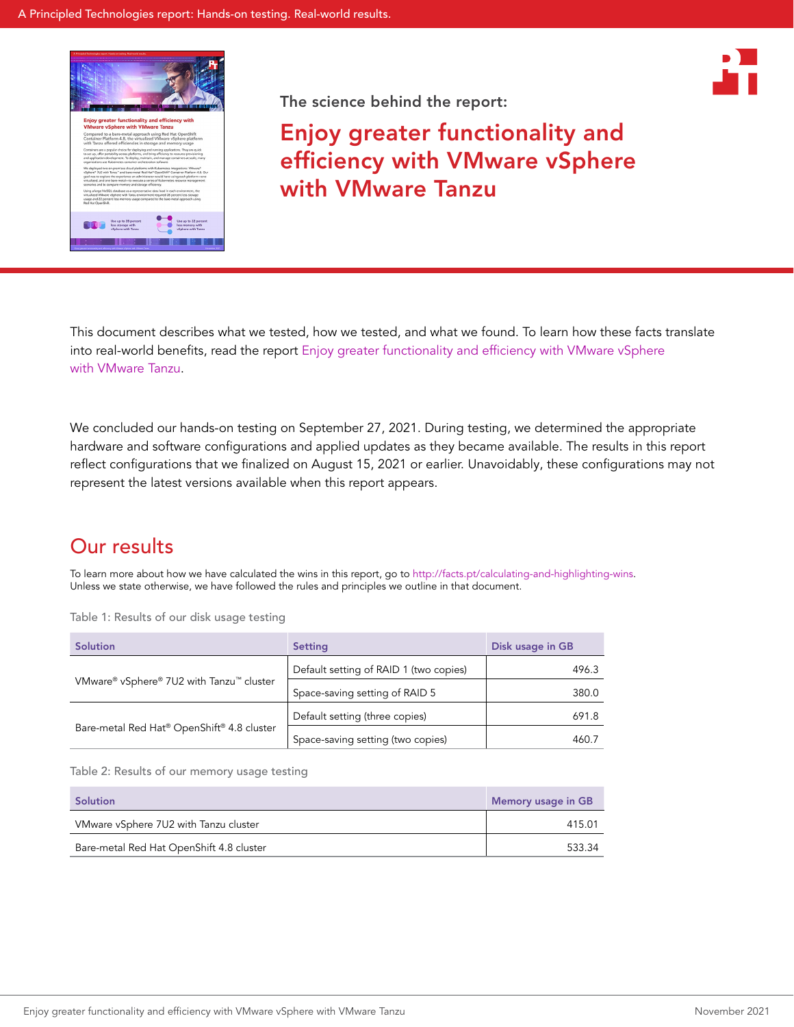The science behind the report:

# Enjoy greater functionality and efficiency with VMware vSphere with VMware Tanzu

This document describes what we tested, how we tested, and what we found. To learn how these facts translate into real-world benefits, read the report Enjoy greater functionality and efficiency with VMware vSphere with VMware Tanzu.

We concluded our hands-on testing on September 27, 2021. During testing, we determined the appropriate hardware and software configurations and applied updates as they became available. The results in this report reflect configurations that we finalized on August 15, 2021 or earlier. Unavoidably, these configurations may not represent the latest versions available when this report appears.

## Our results

To learn more about how we have calculated the wins in this report, go to http://facts.pt/calculating-and-highlighting-wins. Unless we state otherwise, we have followed the rules and principles we outline in that document.

Table 1: Results of our disk usage testing

| Solution | Setting | Disk usage in GB |
|---|---|---|
| VMware® vSphere® 7U2 with Tanzu™ cluster | Default setting of RAID 1 (two copies) | 496.3 |
| | Space-saving setting of RAID 5 | 380.0 |
| Bare-metal Red Hat® OpenShift® 4.8 cluster | Default setting (three copies) | 691.8 |
| | Space-saving setting (two copies) | 460.7 |

Table 2: Results of our memory usage testing

| Solution | Memory usage in GB |
|---|---|
| VMware vSphere 7U2 with Tanzu cluster | 415.01 |
| Bare-metal Red Hat OpenShift 4.8 cluster | 533.34 |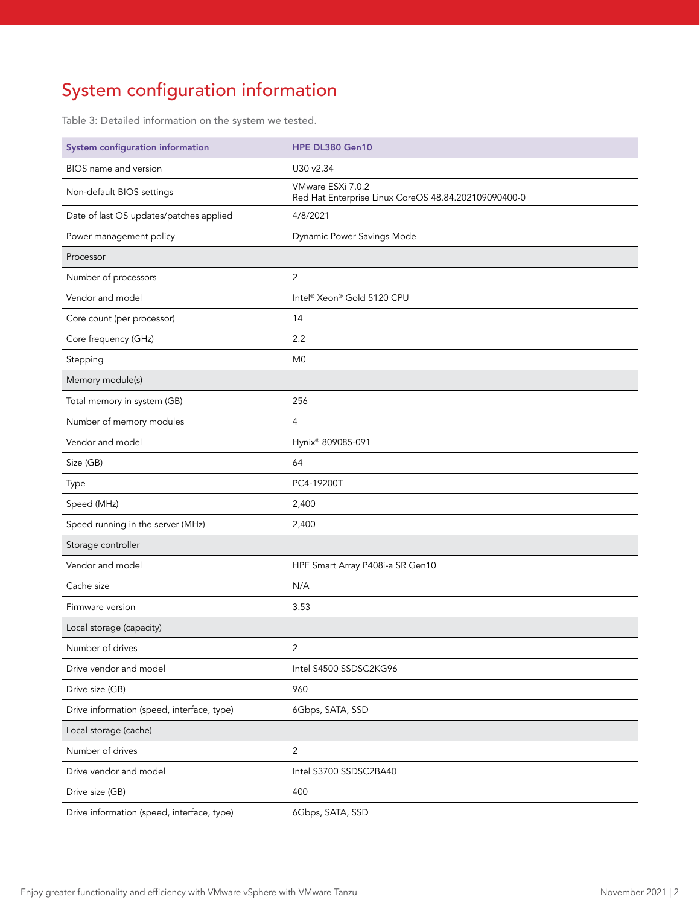# System configuration information

Table 3: Detailed information on the system we tested.

| System configuration information | HPE DL380 Gen10 |
|---|---|
| BIOS name and version | U30 v2.34 |
| Non-default BIOS settings | VMware ESXi 7.0.2<br>Red Hat Enterprise Linux CoreOS 48.84.202109090400-0 |
| Date of last OS updates/patches applied | 4/8/2021 |
| Power management policy | Dynamic Power Savings Mode |
| **Processor** | |
| Number of processors | 2 |
| Vendor and model | Intel® Xeon® Gold 5120 CPU |
| Core count (per processor) | 14 |
| Core frequency (GHz) | 2.2 |
| Stepping | M0 |
| **Memory module(s)** | |
| Total memory in system (GB) | 256 |
| Number of memory modules | 4 |
| Vendor and model | Hynix® 809085-091 |
| Size (GB) | 64 |
| Type | PC4-19200T |
| Speed (MHz) | 2,400 |
| Speed running in the server (MHz) | 2,400 |
| **Storage controller** | |
| Vendor and model | HPE Smart Array P408i-a SR Gen10 |
| Cache size | N/A |
| Firmware version | 3.53 |
| **Local storage (capacity)** | |
| Number of drives | 2 |
| Drive vendor and model | Intel S4500 SSDSC2KG96 |
| Drive size (GB) | 960 |
| Drive information (speed, interface, type) | 6Gbps, SATA, SSD |
| **Local storage (cache)** | |
| Number of drives | 2 |
| Drive vendor and model | Intel S3700 SSDSC2BA40 |
| Drive size (GB) | 400 |
| Drive information (speed, interface, type) | 6Gbps, SATA, SSD |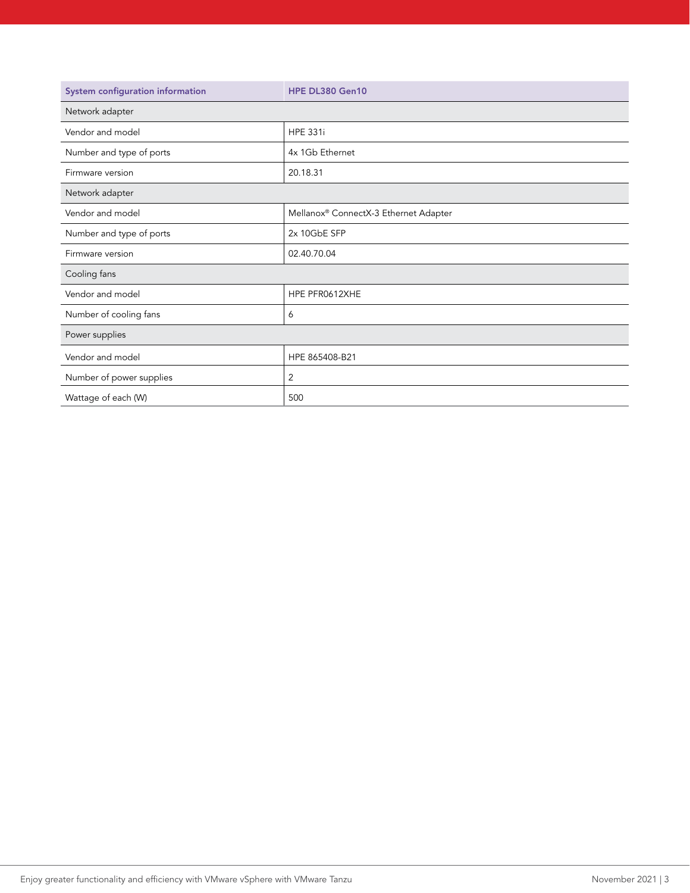| System configuration information | HPE DL380 Gen10 |
|---|---|
| Network adapter | |
| Vendor and model | HPE 331i |
| Number and type of ports | 4x 1Gb Ethernet |
| Firmware version | 20.18.31 |
| Network adapter | |
| Vendor and model | Mellanox® ConnectX-3 Ethernet Adapter |
| Number and type of ports | 2x 10GbE SFP |
| Firmware version | 02.40.70.04 |
| Cooling fans | |
| Vendor and model | HPE PFR0612XHE |
| Number of cooling fans | 6 |
| Power supplies | |
| Vendor and model | HPE 865408-B21 |
| Number of power supplies | 2 |
| Wattage of each (W) | 500 |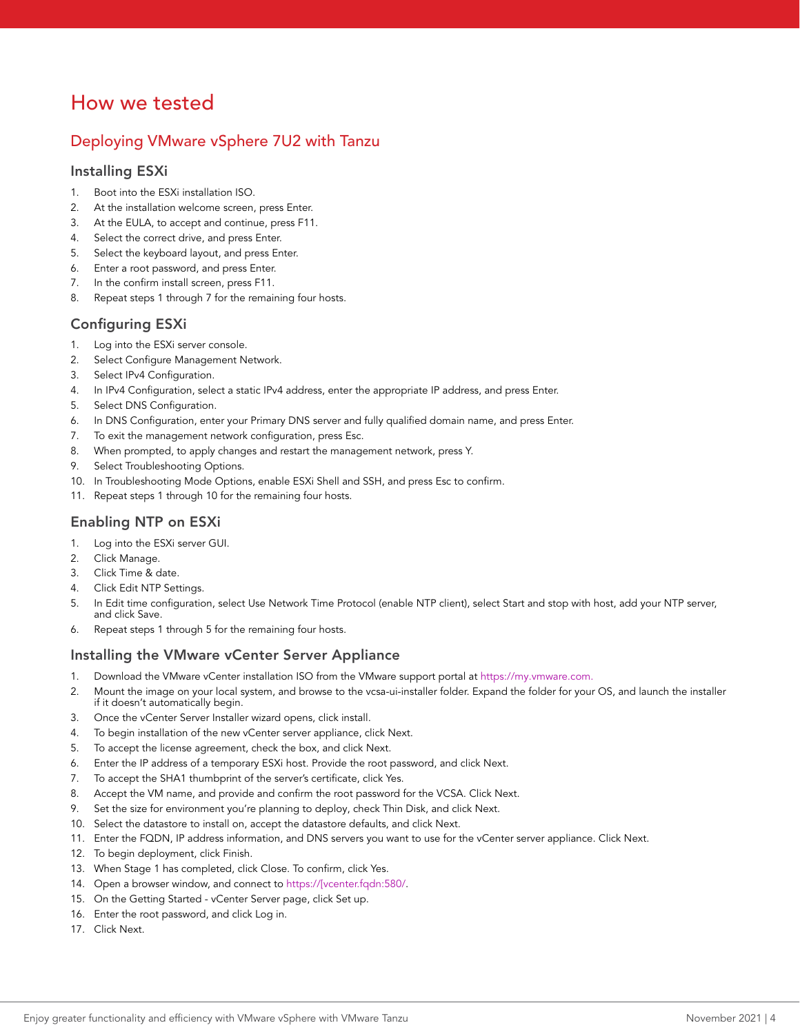# How we tested

## Deploying VMware vSphere 7U2 with Tanzu

### Installing ESXi

1. Boot into the ESXi installation ISO.
2. At the installation welcome screen, press Enter.
3. At the EULA, to accept and continue, press F11.
4. Select the correct drive, and press Enter.
5. Select the keyboard layout, and press Enter.
6. Enter a root password, and press Enter.
7. In the confirm install screen, press F11.
8. Repeat steps 1 through 7 for the remaining four hosts.

### Configuring ESXi

1. Log into the ESXi server console.
2. Select Configure Management Network.
3. Select IPv4 Configuration.
4. In IPv4 Configuration, select a static IPv4 address, enter the appropriate IP address, and press Enter.
5. Select DNS Configuration.
6. In DNS Configuration, enter your Primary DNS server and fully qualified domain name, and press Enter.
7. To exit the management network configuration, press Esc.
8. When prompted, to apply changes and restart the management network, press Y.
9. Select Troubleshooting Options.
10. In Troubleshooting Mode Options, enable ESXi Shell and SSH, and press Esc to confirm.
11. Repeat steps 1 through 10 for the remaining four hosts.

### Enabling NTP on ESXi

1. Log into the ESXi server GUI.
2. Click Manage.
3. Click Time & date.
4. Click Edit NTP Settings.
5. In Edit time configuration, select Use Network Time Protocol (enable NTP client), select Start and stop with host, add your NTP server, and click Save.
6. Repeat steps 1 through 5 for the remaining four hosts.

### Installing the VMware vCenter Server Appliance

1. Download the VMware vCenter installation ISO from the VMware support portal at https://my.vmware.com.
2. Mount the image on your local system, and browse to the vcsa-ui-installer folder. Expand the folder for your OS, and launch the installer if it doesn't automatically begin.
3. Once the vCenter Server Installer wizard opens, click install.
4. To begin installation of the new vCenter server appliance, click Next.
5. To accept the license agreement, check the box, and click Next.
6. Enter the IP address of a temporary ESXi host. Provide the root password, and click Next.
7. To accept the SHA1 thumbprint of the server's certificate, click Yes.
8. Accept the VM name, and provide and confirm the root password for the VCSA. Click Next.
9. Set the size for environment you're planning to deploy, check Thin Disk, and click Next.
10. Select the datastore to install on, accept the datastore defaults, and click Next.
11. Enter the FQDN, IP address information, and DNS servers you want to use for the vCenter server appliance. Click Next.
12. To begin deployment, click Finish.
13. When Stage 1 has completed, click Close. To confirm, click Yes.
14. Open a browser window, and connect to https://[vcenter.fqdn:580/.
15. On the Getting Started - vCenter Server page, click Set up.
16. Enter the root password, and click Log in.
17. Click Next.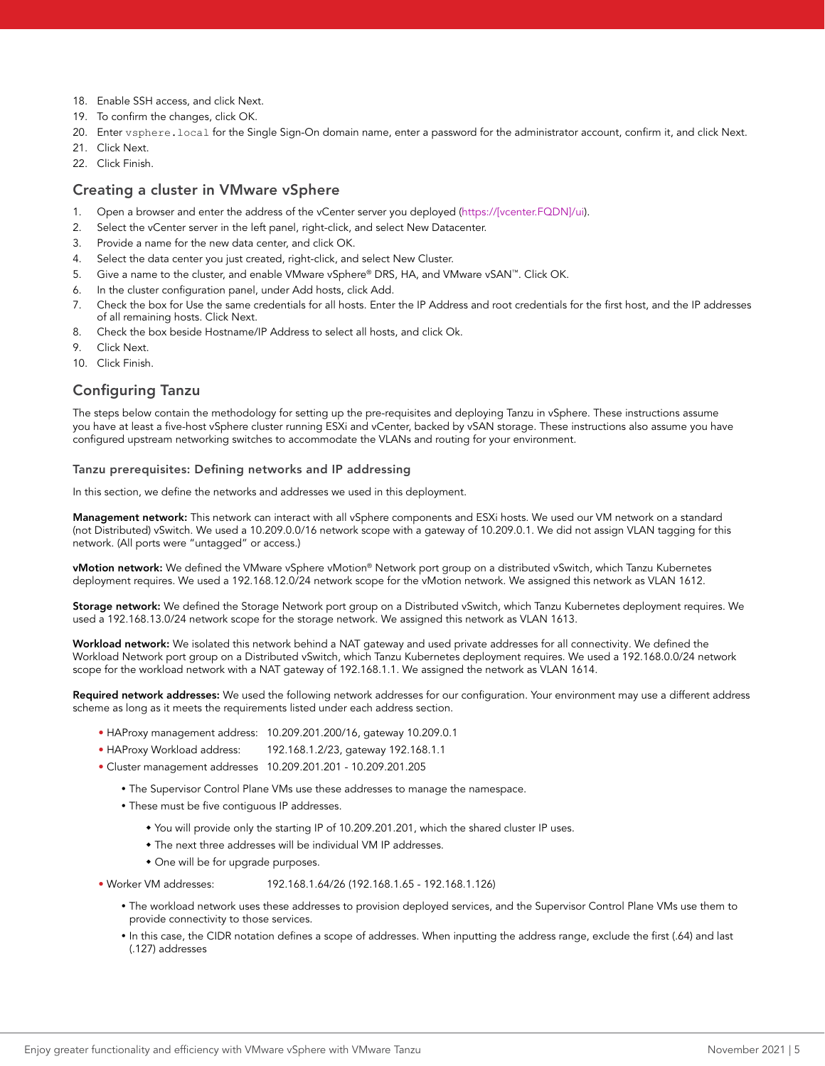18. Enable SSH access, and click Next.
19. To confirm the changes, click OK.
20. Enter `vsphere.local` for the Single Sign-On domain name, enter a password for the administrator account, confirm it, and click Next.
21. Click Next.
22. Click Finish.

## Creating a cluster in VMware vSphere

1. Open a browser and enter the address of the vCenter server you deployed (https://[vcenter.FQDN]/ui).
2. Select the vCenter server in the left panel, right-click, and select New Datacenter.
3. Provide a name for the new data center, and click OK.
4. Select the data center you just created, right-click, and select New Cluster.
5. Give a name to the cluster, and enable VMware vSphere® DRS, HA, and VMware vSAN™. Click OK.
6. In the cluster configuration panel, under Add hosts, click Add.
7. Check the box for Use the same credentials for all hosts. Enter the IP Address and root credentials for the first host, and the IP addresses of all remaining hosts. Click Next.
8. Check the box beside Hostname/IP Address to select all hosts, and click Ok.
9. Click Next.
10. Click Finish.

## Configuring Tanzu

The steps below contain the methodology for setting up the pre-requisites and deploying Tanzu in vSphere. These instructions assume you have at least a five-host vSphere cluster running ESXi and vCenter, backed by vSAN storage. These instructions also assume you have configured upstream networking switches to accommodate the VLANs and routing for your environment.

### Tanzu prerequisites: Defining networks and IP addressing

In this section, we define the networks and addresses we used in this deployment.

**Management network:** This network can interact with all vSphere components and ESXi hosts. We used our VM network on a standard (not Distributed) vSwitch. We used a 10.209.0.0/16 network scope with a gateway of 10.209.0.1. We did not assign VLAN tagging for this network. (All ports were "untagged" or access.)

**vMotion network:** We defined the VMware vSphere vMotion® Network port group on a distributed vSwitch, which Tanzu Kubernetes deployment requires. We used a 192.168.12.0/24 network scope for the vMotion network. We assigned this network as VLAN 1612.

**Storage network:** We defined the Storage Network port group on a Distributed vSwitch, which Tanzu Kubernetes deployment requires. We used a 192.168.13.0/24 network scope for the storage network. We assigned this network as VLAN 1613.

**Workload network:** We isolated this network behind a NAT gateway and used private addresses for all connectivity. We defined the Workload Network port group on a Distributed vSwitch, which Tanzu Kubernetes deployment requires. We used a 192.168.0.0/24 network scope for the workload network with a NAT gateway of 192.168.1.1. We assigned the network as VLAN 1614.

**Required network addresses:** We used the following network addresses for our configuration. Your environment may use a different address scheme as long as it meets the requirements listed under each address section.

- HAProxy management address: 10.209.201.200/16, gateway 10.209.0.1
- HAProxy Workload address: 192.168.1.2/23, gateway 192.168.1.1
- Cluster management addresses 10.209.201.201 - 10.209.201.205
  - The Supervisor Control Plane VMs use these addresses to manage the namespace.
  - These must be five contiguous IP addresses.
    - You will provide only the starting IP of 10.209.201.201, which the shared cluster IP uses.
    - The next three addresses will be individual VM IP addresses.
    - One will be for upgrade purposes.
- Worker VM addresses: 192.168.1.64/26 (192.168.1.65 - 192.168.1.126)
  - The workload network uses these addresses to provision deployed services, and the Supervisor Control Plane VMs use them to provide connectivity to those services.
  - In this case, the CIDR notation defines a scope of addresses. When inputting the address range, exclude the first (.64) and last (.127) addresses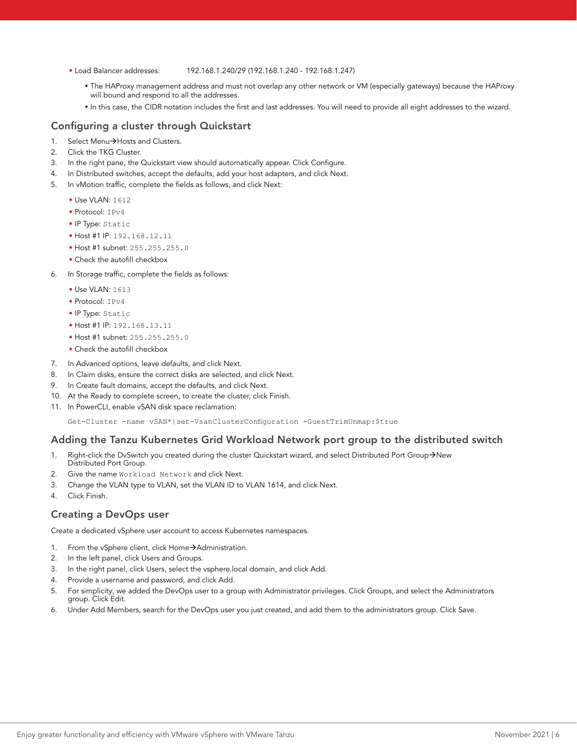- Load Balancer addresses: 192.168.1.240/29 (192.168.1.240 - 192.168.1.247)
  - The HAProxy management address and must not overlap any other network or VM (especially gateways) because the HAProxy will bound and respond to all the addresses.
  - In this case, the CIDR notation includes the first and last addresses. You will need to provide all eight addresses to the wizard.

## Configuring a cluster through Quickstart

1. Select Menu→Hosts and Clusters.
2. Click the TKG Cluster.
3. In the right pane, the Quickstart view should automatically appear. Click Configure.
4. In Distributed switches, accept the defaults, add your host adapters, and click Next.
5. In vMotion traffic, complete the fields as follows, and click Next:
   - Use VLAN: `1612`
   - Protocol: `IPv4`
   - IP Type: `Static`
   - Host #1 IP: `192.168.12.11`
   - Host #1 subnet: `255.255.255.0`
   - Check the autofill checkbox
6. In Storage traffic, complete the fields as follows:
   - Use VLAN: `1613`
   - Protocol: `IPv4`
   - IP Type: `Static`
   - Host #1 IP: `192.168.13.11`
   - Host #1 subnet: `255.255.255.0`
   - Check the autofill checkbox
7. In Advanced options, leave defaults, and click Next.
8. In Claim disks, ensure the correct disks are selected, and click Next.
9. In Create fault domains, accept the defaults, and click Next.
10. At the Ready to complete screen, to create the cluster, click Finish.
11. In PowerCLI, enable vSAN disk space reclamation:

```
Get-Cluster -name vSAN*|set-VsanClusterConfiguration -GuestTrimUnmap:$true
```

## Adding the Tanzu Kubernetes Grid Workload Network port group to the distributed switch

1. Right-click the DvSwitch you created during the cluster Quickstart wizard, and select Distributed Port Group→New Distributed Port Group.
2. Give the name `Workload Network` and click Next.
3. Change the VLAN type to VLAN, set the VLAN ID to VLAN 1614, and click Next.
4. Click Finish.

## Creating a DevOps user

Create a dedicated vSphere user account to access Kubernetes namespaces.

1. From the vSphere client, click Home→Administration.
2. In the left panel, click Users and Groups.
3. In the right panel, click Users, select the vsphere.local domain, and click Add.
4. Provide a username and password, and click Add.
5. For simplicity, we added the DevOps user to a group with Administrator privileges. Click Groups, and select the Administrators group. Click Edit.
6. Under Add Members, search for the DevOps user you just created, and add them to the administrators group. Click Save.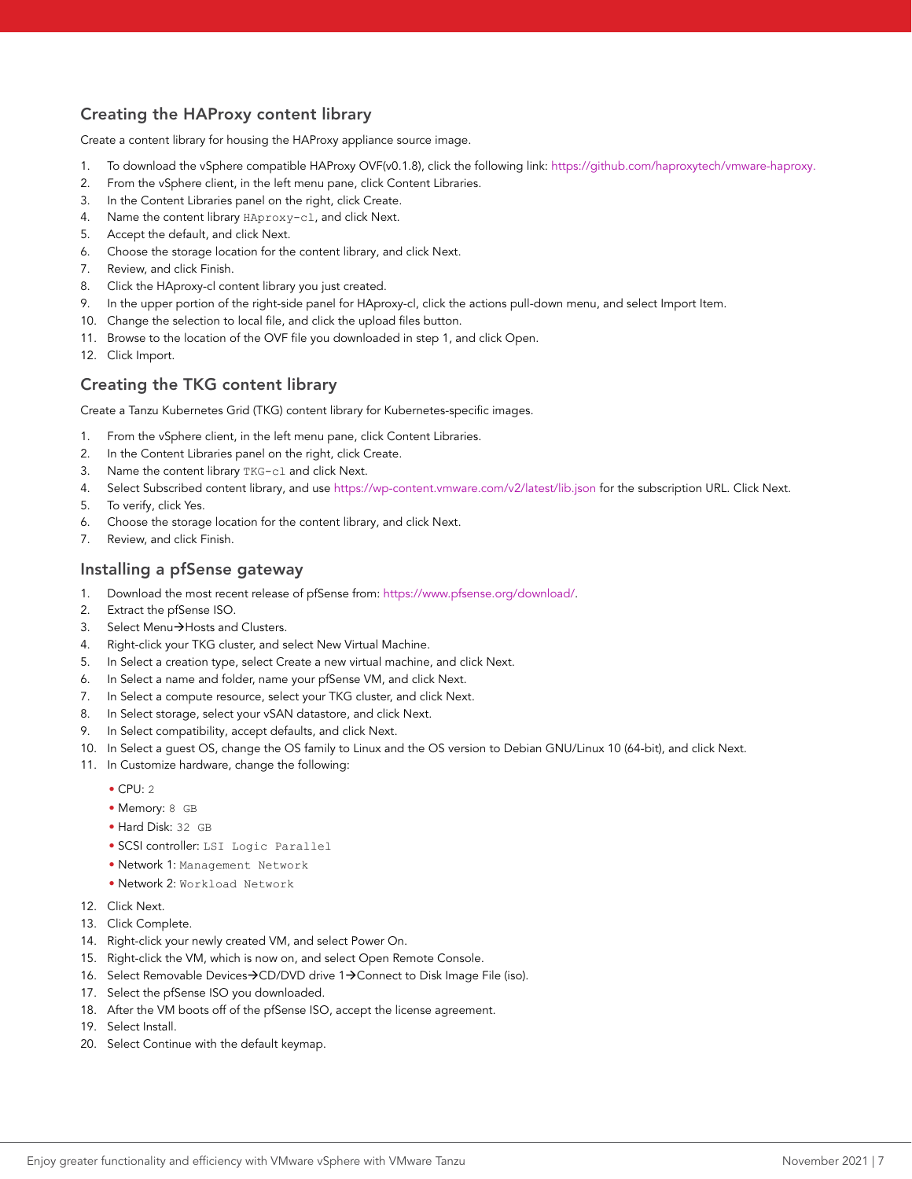## Creating the HAProxy content library

Create a content library for housing the HAProxy appliance source image.

1. To download the vSphere compatible HAProxy OVF(v0.1.8), click the following link: https://github.com/haproxytech/vmware-haproxy.
2. From the vSphere client, in the left menu pane, click Content Libraries.
3. In the Content Libraries panel on the right, click Create.
4. Name the content library `HAproxy-cl`, and click Next.
5. Accept the default, and click Next.
6. Choose the storage location for the content library, and click Next.
7. Review, and click Finish.
8. Click the HAproxy-cl content library you just created.
9. In the upper portion of the right-side panel for HAproxy-cl, click the actions pull-down menu, and select Import Item.
10. Change the selection to local file, and click the upload files button.
11. Browse to the location of the OVF file you downloaded in step 1, and click Open.
12. Click Import.

## Creating the TKG content library

Create a Tanzu Kubernetes Grid (TKG) content library for Kubernetes-specific images.

1. From the vSphere client, in the left menu pane, click Content Libraries.
2. In the Content Libraries panel on the right, click Create.
3. Name the content library `TKG-cl` and click Next.
4. Select Subscribed content library, and use https://wp-content.vmware.com/v2/latest/lib.json for the subscription URL. Click Next.
5. To verify, click Yes.
6. Choose the storage location for the content library, and click Next.
7. Review, and click Finish.

## Installing a pfSense gateway

1. Download the most recent release of pfSense from: https://www.pfsense.org/download/.
2. Extract the pfSense ISO.
3. Select Menu→Hosts and Clusters.
4. Right-click your TKG cluster, and select New Virtual Machine.
5. In Select a creation type, select Create a new virtual machine, and click Next.
6. In Select a name and folder, name your pfSense VM, and click Next.
7. In Select a compute resource, select your TKG cluster, and click Next.
8. In Select storage, select your vSAN datastore, and click Next.
9. In Select compatibility, accept defaults, and click Next.
10. In Select a guest OS, change the OS family to Linux and the OS version to Debian GNU/Linux 10 (64-bit), and click Next.
11. In Customize hardware, change the following:
    - CPU: `2`
    - Memory: `8 GB`
    - Hard Disk: `32 GB`
    - SCSI controller: `LSI Logic Parallel`
    - Network 1: `Management Network`
    - Network 2: `Workload Network`
12. Click Next.
13. Click Complete.
14. Right-click your newly created VM, and select Power On.
15. Right-click the VM, which is now on, and select Open Remote Console.
16. Select Removable Devices→CD/DVD drive 1→Connect to Disk Image File (iso).
17. Select the pfSense ISO you downloaded.
18. After the VM boots off of the pfSense ISO, accept the license agreement.
19. Select Install.
20. Select Continue with the default keymap.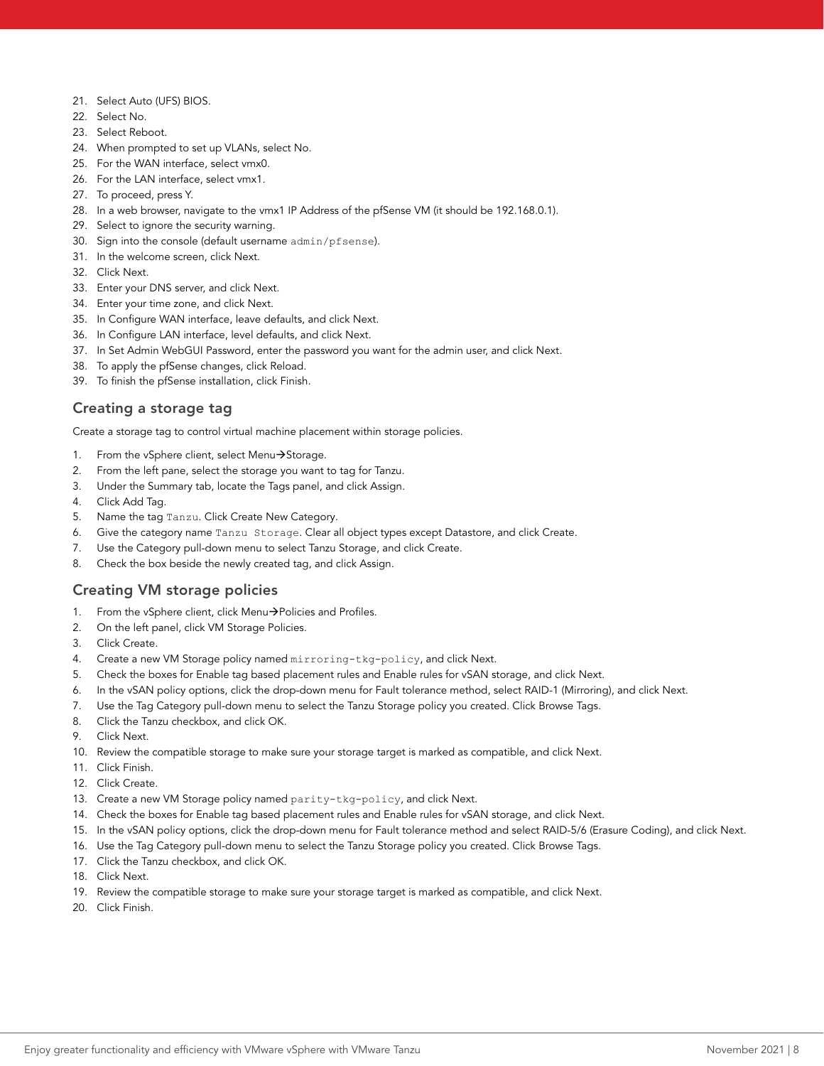21. Select Auto (UFS) BIOS.
22. Select No.
23. Select Reboot.
24. When prompted to set up VLANs, select No.
25. For the WAN interface, select vmx0.
26. For the LAN interface, select vmx1.
27. To proceed, press Y.
28. In a web browser, navigate to the vmx1 IP Address of the pfSense VM (it should be 192.168.0.1).
29. Select to ignore the security warning.
30. Sign into the console (default username `admin/pfsense`).
31. In the welcome screen, click Next.
32. Click Next.
33. Enter your DNS server, and click Next.
34. Enter your time zone, and click Next.
35. In Configure WAN interface, leave defaults, and click Next.
36. In Configure LAN interface, level defaults, and click Next.
37. In Set Admin WebGUI Password, enter the password you want for the admin user, and click Next.
38. To apply the pfSense changes, click Reload.
39. To finish the pfSense installation, click Finish.

## Creating a storage tag

Create a storage tag to control virtual machine placement within storage policies.

1. From the vSphere client, select Menu→Storage.
2. From the left pane, select the storage you want to tag for Tanzu.
3. Under the Summary tab, locate the Tags panel, and click Assign.
4. Click Add Tag.
5. Name the tag `Tanzu`. Click Create New Category.
6. Give the category name `Tanzu Storage`. Clear all object types except Datastore, and click Create.
7. Use the Category pull-down menu to select Tanzu Storage, and click Create.
8. Check the box beside the newly created tag, and click Assign.

## Creating VM storage policies

1. From the vSphere client, click Menu→Policies and Profiles.
2. On the left panel, click VM Storage Policies.
3. Click Create.
4. Create a new VM Storage policy named `mirroring-tkg-policy`, and click Next.
5. Check the boxes for Enable tag based placement rules and Enable rules for vSAN storage, and click Next.
6. In the vSAN policy options, click the drop-down menu for Fault tolerance method, select RAID-1 (Mirroring), and click Next.
7. Use the Tag Category pull-down menu to select the Tanzu Storage policy you created. Click Browse Tags.
8. Click the Tanzu checkbox, and click OK.
9. Click Next.
10. Review the compatible storage to make sure your storage target is marked as compatible, and click Next.
11. Click Finish.
12. Click Create.
13. Create a new VM Storage policy named `parity-tkg-policy`, and click Next.
14. Check the boxes for Enable tag based placement rules and Enable rules for vSAN storage, and click Next.
15. In the vSAN policy options, click the drop-down menu for Fault tolerance method and select RAID-5/6 (Erasure Coding), and click Next.
16. Use the Tag Category pull-down menu to select the Tanzu Storage policy you created. Click Browse Tags.
17. Click the Tanzu checkbox, and click OK.
18. Click Next.
19. Review the compatible storage to make sure your storage target is marked as compatible, and click Next.
20. Click Finish.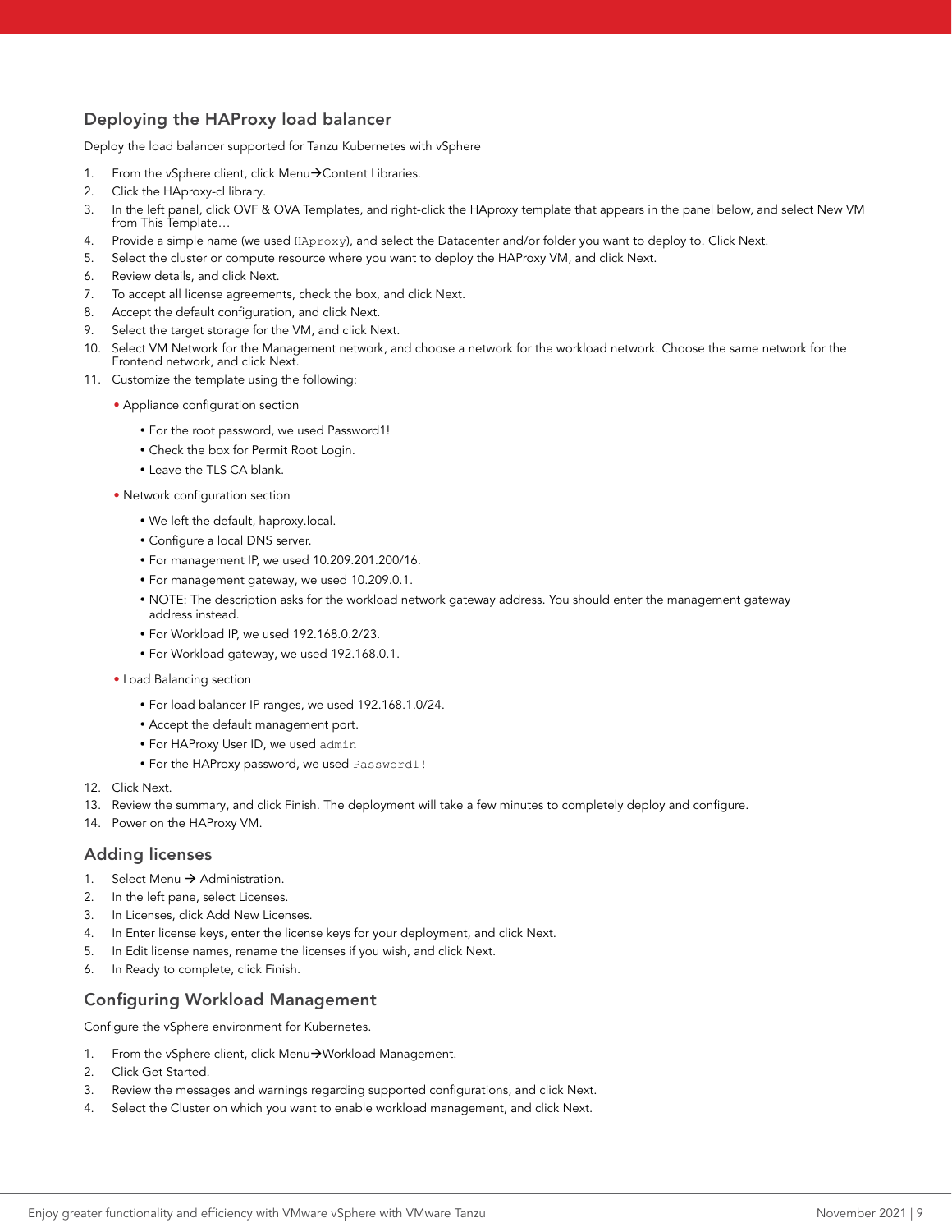## Deploying the HAProxy load balancer

Deploy the load balancer supported for Tanzu Kubernetes with vSphere

1. From the vSphere client, click Menu→Content Libraries.
2. Click the HAproxy-cl library.
3. In the left panel, click OVF & OVA Templates, and right-click the HAproxy template that appears in the panel below, and select New VM from This Template…
4. Provide a simple name (we used `HAproxy`), and select the Datacenter and/or folder you want to deploy to. Click Next.
5. Select the cluster or compute resource where you want to deploy the HAProxy VM, and click Next.
6. Review details, and click Next.
7. To accept all license agreements, check the box, and click Next.
8. Accept the default configuration, and click Next.
9. Select the target storage for the VM, and click Next.
10. Select VM Network for the Management network, and choose a network for the workload network. Choose the same network for the Frontend network, and click Next.
11. Customize the template using the following:
    - Appliance configuration section
        - For the root password, we used Password1!
        - Check the box for Permit Root Login.
        - Leave the TLS CA blank.
    - Network configuration section
        - We left the default, haproxy.local.
        - Configure a local DNS server.
        - For management IP, we used 10.209.201.200/16.
        - For management gateway, we used 10.209.0.1.
        - NOTE: The description asks for the workload network gateway address. You should enter the management gateway address instead.
        - For Workload IP, we used 192.168.0.2/23.
        - For Workload gateway, we used 192.168.0.1.
    - Load Balancing section
        - For load balancer IP ranges, we used 192.168.1.0/24.
        - Accept the default management port.
        - For HAProxy User ID, we used `admin`
        - For the HAProxy password, we used `Password1!`
12. Click Next.
13. Review the summary, and click Finish. The deployment will take a few minutes to completely deploy and configure.
14. Power on the HAProxy VM.

## Adding licenses

1. Select Menu → Administration.
2. In the left pane, select Licenses.
3. In Licenses, click Add New Licenses.
4. In Enter license keys, enter the license keys for your deployment, and click Next.
5. In Edit license names, rename the licenses if you wish, and click Next.
6. In Ready to complete, click Finish.

## Configuring Workload Management

Configure the vSphere environment for Kubernetes.

1. From the vSphere client, click Menu→Workload Management.
2. Click Get Started.
3. Review the messages and warnings regarding supported configurations, and click Next.
4. Select the Cluster on which you want to enable workload management, and click Next.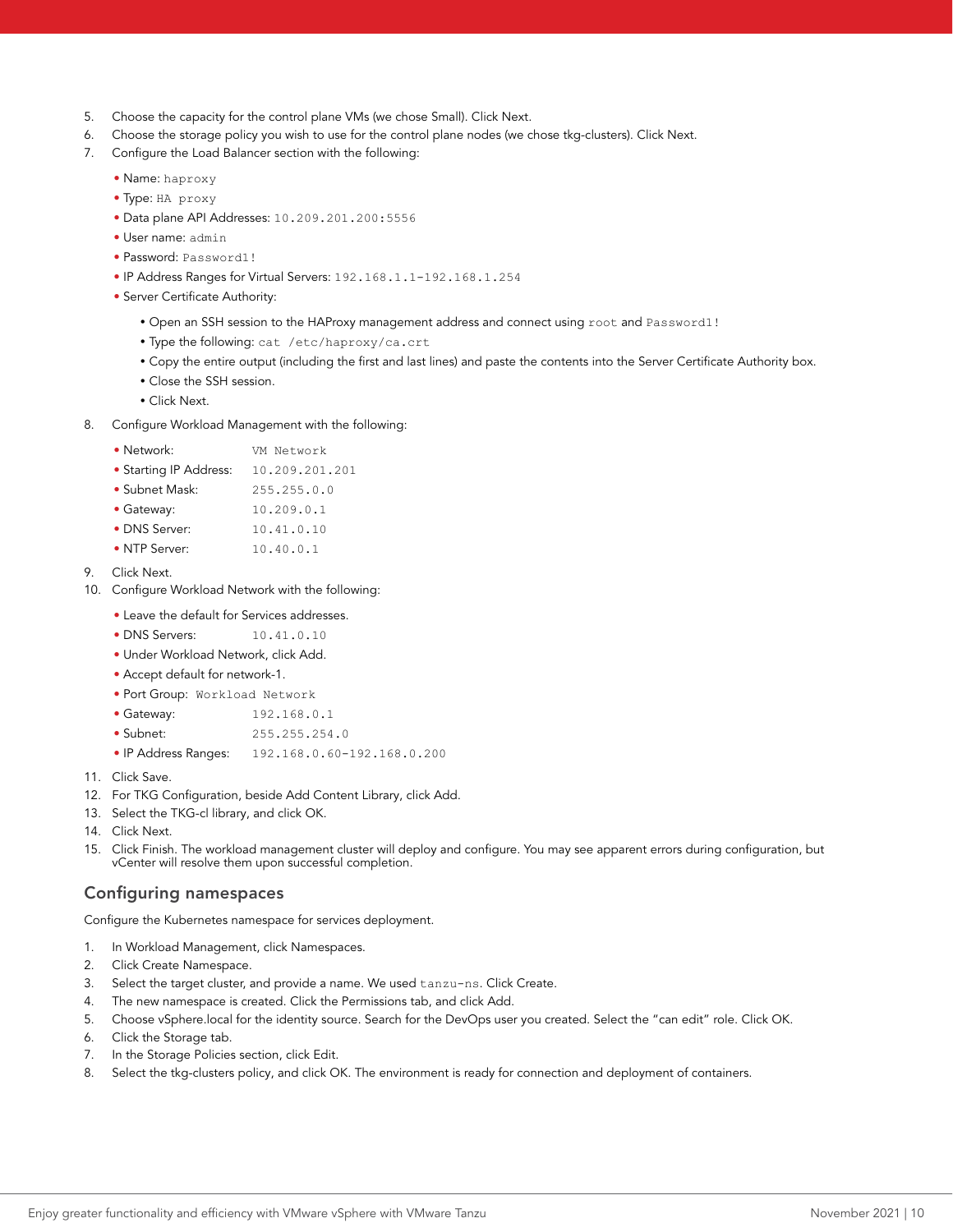5. Choose the capacity for the control plane VMs (we chose Small). Click Next.
6. Choose the storage policy you wish to use for the control plane nodes (we chose tkg-clusters). Click Next.
7. Configure the Load Balancer section with the following:
   - Name: `haproxy`
   - Type: `HA proxy`
   - Data plane API Addresses: `10.209.201.200:5556`
   - User name: `admin`
   - Password: `Password1!`
   - IP Address Ranges for Virtual Servers: `192.168.1.1-192.168.1.254`
   - Server Certificate Authority:
     - Open an SSH session to the HAProxy management address and connect using `root` and `Password1!`
     - Type the following: `cat /etc/haproxy/ca.crt`
     - Copy the entire output (including the first and last lines) and paste the contents into the Server Certificate Authority box.
     - Close the SSH session.
     - Click Next.
8. Configure Workload Management with the following:
   - Network: `VM Network`
   - Starting IP Address: `10.209.201.201`
   - Subnet Mask: `255.255.0.0`
   - Gateway: `10.209.0.1`
   - DNS Server: `10.41.0.10`
   - NTP Server: `10.40.0.1`
9. Click Next.
10. Configure Workload Network with the following:
    - Leave the default for Services addresses.
    - DNS Servers: `10.41.0.10`
    - Under Workload Network, click Add.
    - Accept default for network-1.
    - Port Group: `Workload Network`
    - Gateway: `192.168.0.1`
    - Subnet: `255.255.254.0`
    - IP Address Ranges: `192.168.0.60-192.168.0.200`
11. Click Save.
12. For TKG Configuration, beside Add Content Library, click Add.
13. Select the TKG-cl library, and click OK.
14. Click Next.
15. Click Finish. The workload management cluster will deploy and configure. You may see apparent errors during configuration, but vCenter will resolve them upon successful completion.

## Configuring namespaces

Configure the Kubernetes namespace for services deployment.

1. In Workload Management, click Namespaces.
2. Click Create Namespace.
3. Select the target cluster, and provide a name. We used `tanzu-ns`. Click Create.
4. The new namespace is created. Click the Permissions tab, and click Add.
5. Choose vSphere.local for the identity source. Search for the DevOps user you created. Select the "can edit" role. Click OK.
6. Click the Storage tab.
7. In the Storage Policies section, click Edit.
8. Select the tkg-clusters policy, and click OK. The environment is ready for connection and deployment of containers.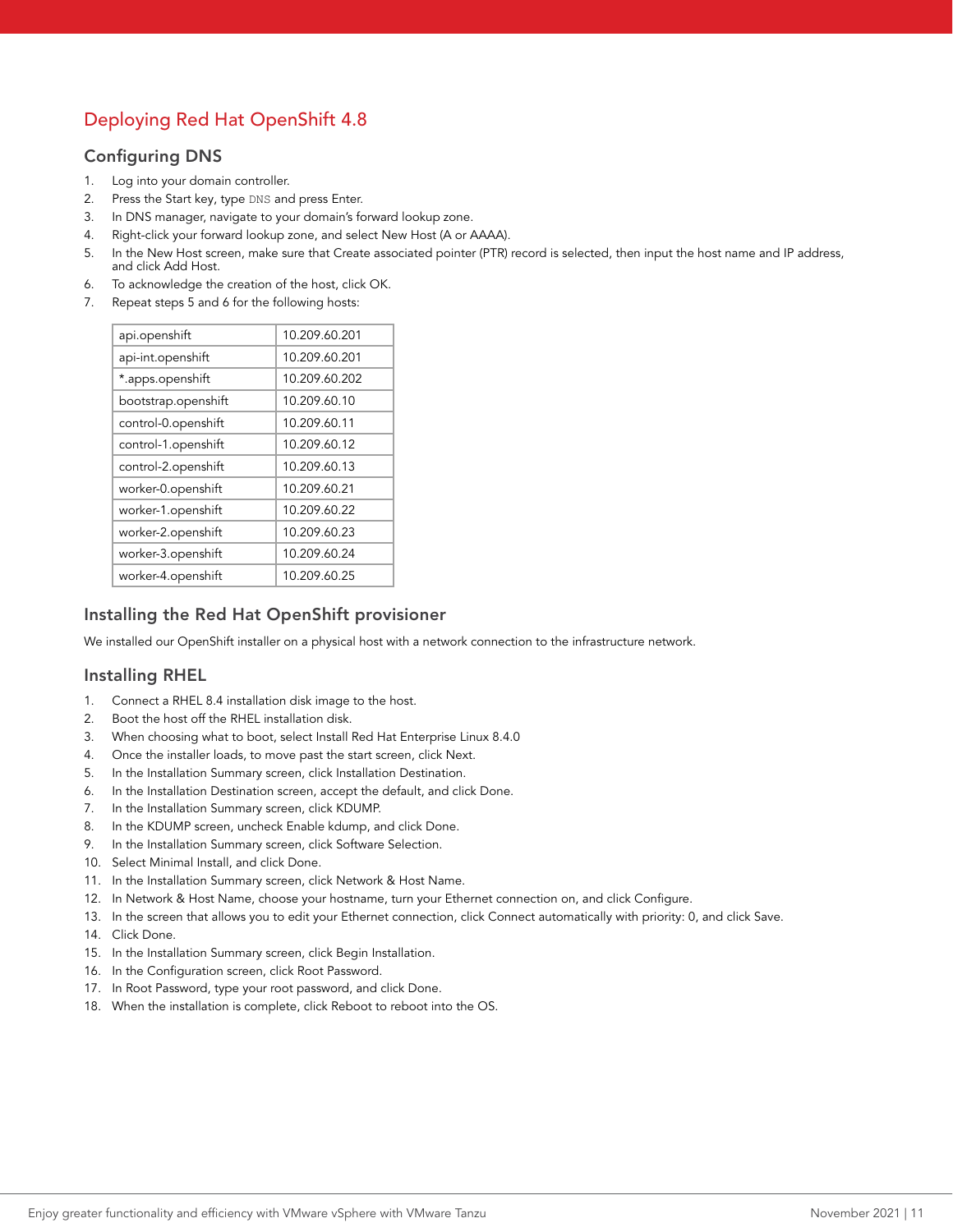## Deploying Red Hat OpenShift 4.8

### Configuring DNS

1. Log into your domain controller.
2. Press the Start key, type `DNS` and press Enter.
3. In DNS manager, navigate to your domain's forward lookup zone.
4. Right-click your forward lookup zone, and select New Host (A or AAAA).
5. In the New Host screen, make sure that Create associated pointer (PTR) record is selected, then input the host name and IP address, and click Add Host.
6. To acknowledge the creation of the host, click OK.
7. Repeat steps 5 and 6 for the following hosts:

| | |
|---|---|
| api.openshift | 10.209.60.201 |
| api-int.openshift | 10.209.60.201 |
| *.apps.openshift | 10.209.60.202 |
| bootstrap.openshift | 10.209.60.10 |
| control-0.openshift | 10.209.60.11 |
| control-1.openshift | 10.209.60.12 |
| control-2.openshift | 10.209.60.13 |
| worker-0.openshift | 10.209.60.21 |
| worker-1.openshift | 10.209.60.22 |
| worker-2.openshift | 10.209.60.23 |
| worker-3.openshift | 10.209.60.24 |
| worker-4.openshift | 10.209.60.25 |

### Installing the Red Hat OpenShift provisioner

We installed our OpenShift installer on a physical host with a network connection to the infrastructure network.

### Installing RHEL

1. Connect a RHEL 8.4 installation disk image to the host.
2. Boot the host off the RHEL installation disk.
3. When choosing what to boot, select Install Red Hat Enterprise Linux 8.4.0
4. Once the installer loads, to move past the start screen, click Next.
5. In the Installation Summary screen, click Installation Destination.
6. In the Installation Destination screen, accept the default, and click Done.
7. In the Installation Summary screen, click KDUMP.
8. In the KDUMP screen, uncheck Enable kdump, and click Done.
9. In the Installation Summary screen, click Software Selection.
10. Select Minimal Install, and click Done.
11. In the Installation Summary screen, click Network & Host Name.
12. In Network & Host Name, choose your hostname, turn your Ethernet connection on, and click Configure.
13. In the screen that allows you to edit your Ethernet connection, click Connect automatically with priority: 0, and click Save.
14. Click Done.
15. In the Installation Summary screen, click Begin Installation.
16. In the Configuration screen, click Root Password.
17. In Root Password, type your root password, and click Done.
18. When the installation is complete, click Reboot to reboot into the OS.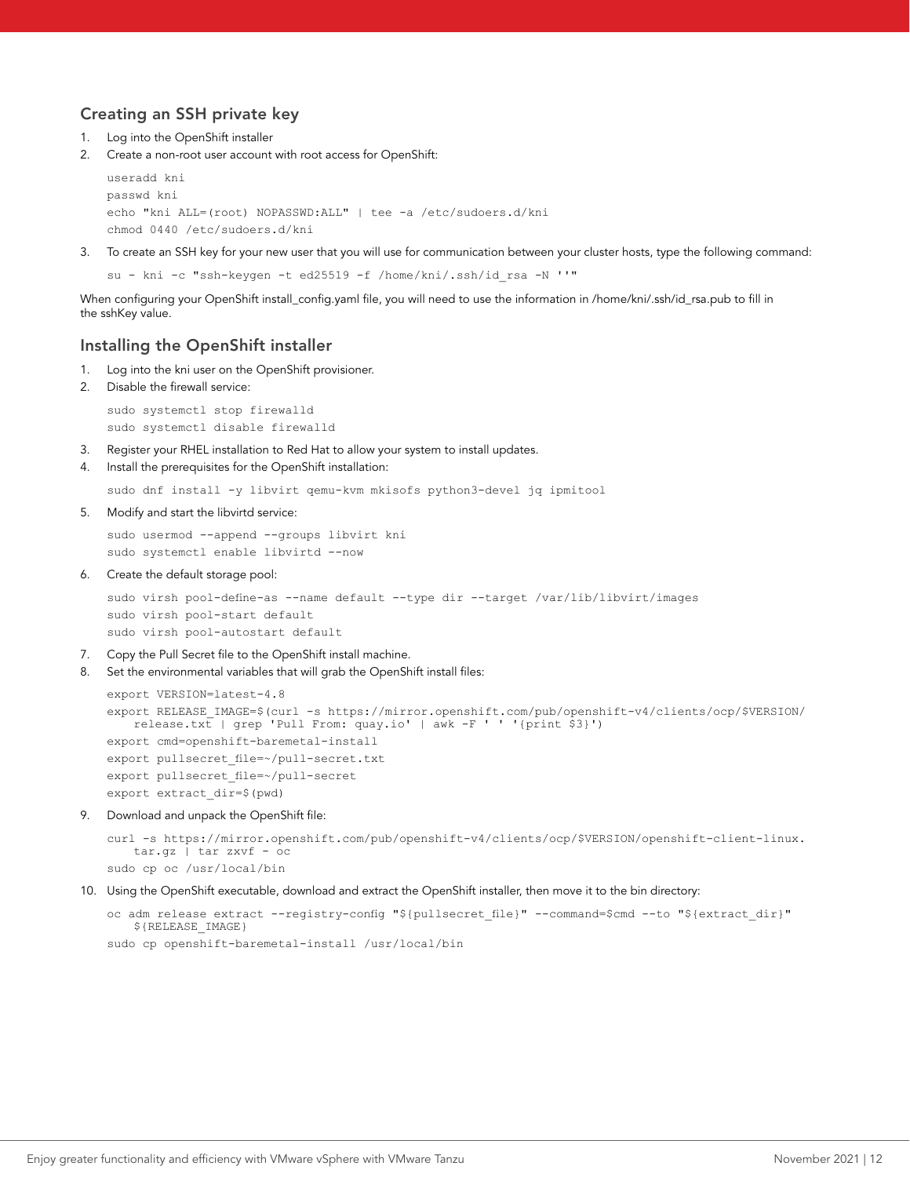## Creating an SSH private key

1. Log into the OpenShift installer
2. Create a non-root user account with root access for OpenShift:

```
useradd kni
passwd kni
echo "kni ALL=(root) NOPASSWD:ALL" | tee -a /etc/sudoers.d/kni
chmod 0440 /etc/sudoers.d/kni
```

3. To create an SSH key for your new user that you will use for communication between your cluster hosts, type the following command:

```
su - kni -c "ssh-keygen -t ed25519 -f /home/kni/.ssh/id_rsa -N ''"
```

When configuring your OpenShift install_config.yaml file, you will need to use the information in /home/kni/.ssh/id_rsa.pub to fill in the sshKey value.

## Installing the OpenShift installer

1. Log into the kni user on the OpenShift provisioner.
2. Disable the firewall service:

```
sudo systemctl stop firewalld
sudo systemctl disable firewalld
```

3. Register your RHEL installation to Red Hat to allow your system to install updates.
4. Install the prerequisites for the OpenShift installation:

```
sudo dnf install -y libvirt qemu-kvm mkisofs python3-devel jq ipmitool
```

5. Modify and start the libvirtd service:

```
sudo usermod --append --groups libvirt kni
sudo systemctl enable libvirtd --now
```

6. Create the default storage pool:

```
sudo virsh pool-define-as --name default --type dir --target /var/lib/libvirt/images
sudo virsh pool-start default
sudo virsh pool-autostart default
```

7. Copy the Pull Secret file to the OpenShift install machine.
8. Set the environmental variables that will grab the OpenShift install files:

```
export VERSION=latest-4.8
export RELEASE_IMAGE=$(curl -s https://mirror.openshift.com/pub/openshift-v4/clients/ocp/$VERSION/
    release.txt | grep 'Pull From: quay.io' | awk -F ' ' '{print $3}')
export cmd=openshift-baremetal-install
export pullsecret_file=~/pull-secret.txt
export pullsecret_file=~/pull-secret
export extract_dir=$(pwd)
```

9. Download and unpack the OpenShift file:

```
curl -s https://mirror.openshift.com/pub/openshift-v4/clients/ocp/$VERSION/openshift-client-linux.
    tar.gz | tar zxvf - oc
sudo cp oc /usr/local/bin
```

10. Using the OpenShift executable, download and extract the OpenShift installer, then move it to the bin directory:

```
oc adm release extract --registry-config "${pullsecret_file}" --command=$cmd --to "${extract_dir}"
    ${RELEASE_IMAGE}
sudo cp openshift-baremetal-install /usr/local/bin
```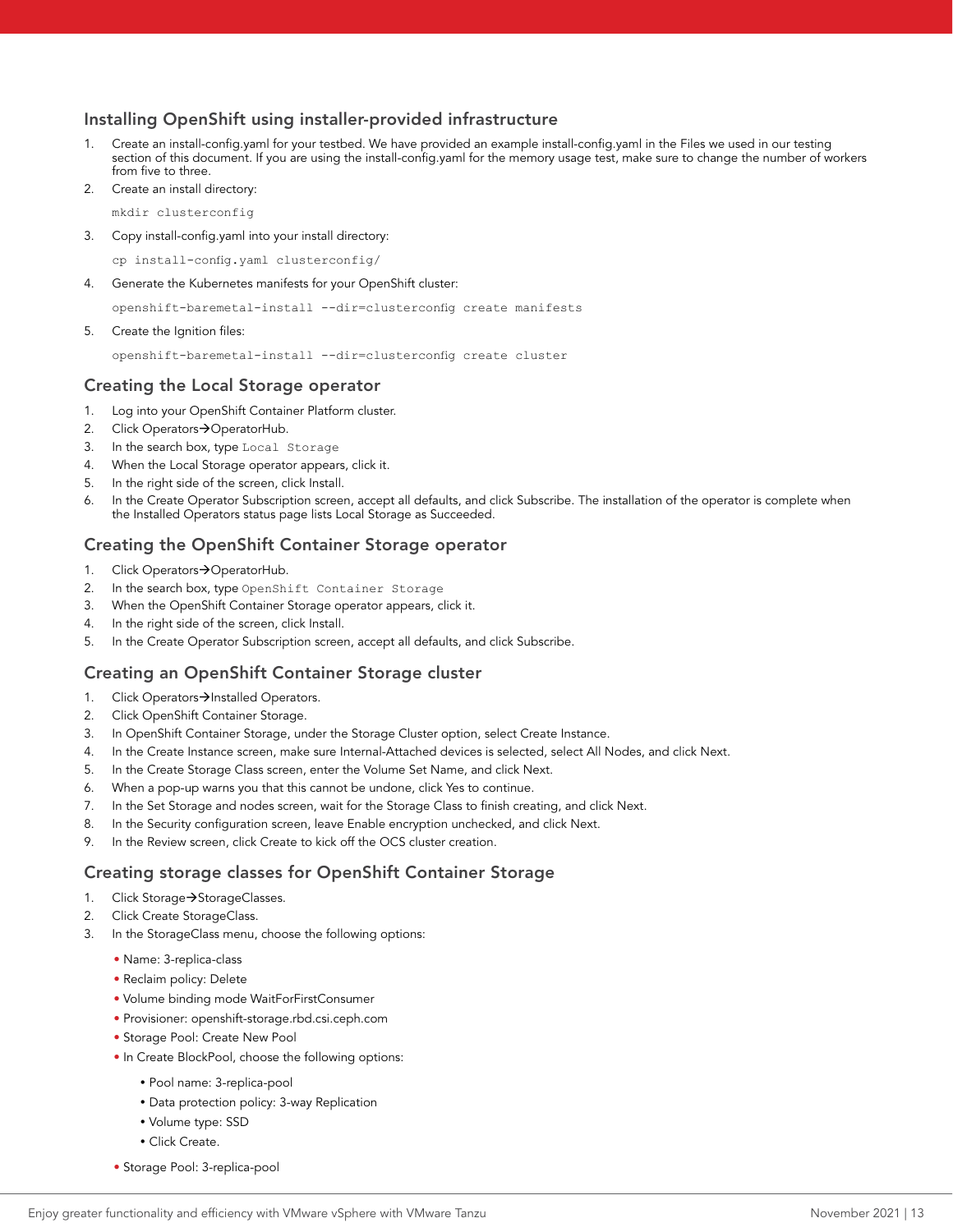## Installing OpenShift using installer-provided infrastructure

1. Create an install-config.yaml for your testbed. We have provided an example install-config.yaml in the Files we used in our testing section of this document. If you are using the install-config.yaml for the memory usage test, make sure to change the number of workers from five to three.
2. Create an install directory:

```
mkdir clusterconfig
```

3. Copy install-config.yaml into your install directory:

```
cp install-config.yaml clusterconfig/
```

4. Generate the Kubernetes manifests for your OpenShift cluster:

```
openshift-baremetal-install --dir=clusterconfig create manifests
```

5. Create the Ignition files:

```
openshift-baremetal-install --dir=clusterconfig create cluster
```

## Creating the Local Storage operator

1. Log into your OpenShift Container Platform cluster.
2. Click Operators→OperatorHub.
3. In the search box, type `Local Storage`
4. When the Local Storage operator appears, click it.
5. In the right side of the screen, click Install.
6. In the Create Operator Subscription screen, accept all defaults, and click Subscribe. The installation of the operator is complete when the Installed Operators status page lists Local Storage as Succeeded.

## Creating the OpenShift Container Storage operator

1. Click Operators→OperatorHub.
2. In the search box, type `OpenShift Container Storage`
3. When the OpenShift Container Storage operator appears, click it.
4. In the right side of the screen, click Install.
5. In the Create Operator Subscription screen, accept all defaults, and click Subscribe.

## Creating an OpenShift Container Storage cluster

1. Click Operators→Installed Operators.
2. Click OpenShift Container Storage.
3. In OpenShift Container Storage, under the Storage Cluster option, select Create Instance.
4. In the Create Instance screen, make sure Internal-Attached devices is selected, select All Nodes, and click Next.
5. In the Create Storage Class screen, enter the Volume Set Name, and click Next.
6. When a pop-up warns you that this cannot be undone, click Yes to continue.
7. In the Set Storage and nodes screen, wait for the Storage Class to finish creating, and click Next.
8. In the Security configuration screen, leave Enable encryption unchecked, and click Next.
9. In the Review screen, click Create to kick off the OCS cluster creation.

## Creating storage classes for OpenShift Container Storage

1. Click Storage→StorageClasses.
2. Click Create StorageClass.
3. In the StorageClass menu, choose the following options:
   - Name: 3-replica-class
   - Reclaim policy: Delete
   - Volume binding mode WaitForFirstConsumer
   - Provisioner: openshift-storage.rbd.csi.ceph.com
   - Storage Pool: Create New Pool
   - In Create BlockPool, choose the following options:
     - Pool name: 3-replica-pool
     - Data protection policy: 3-way Replication
     - Volume type: SSD
     - Click Create.
   - Storage Pool: 3-replica-pool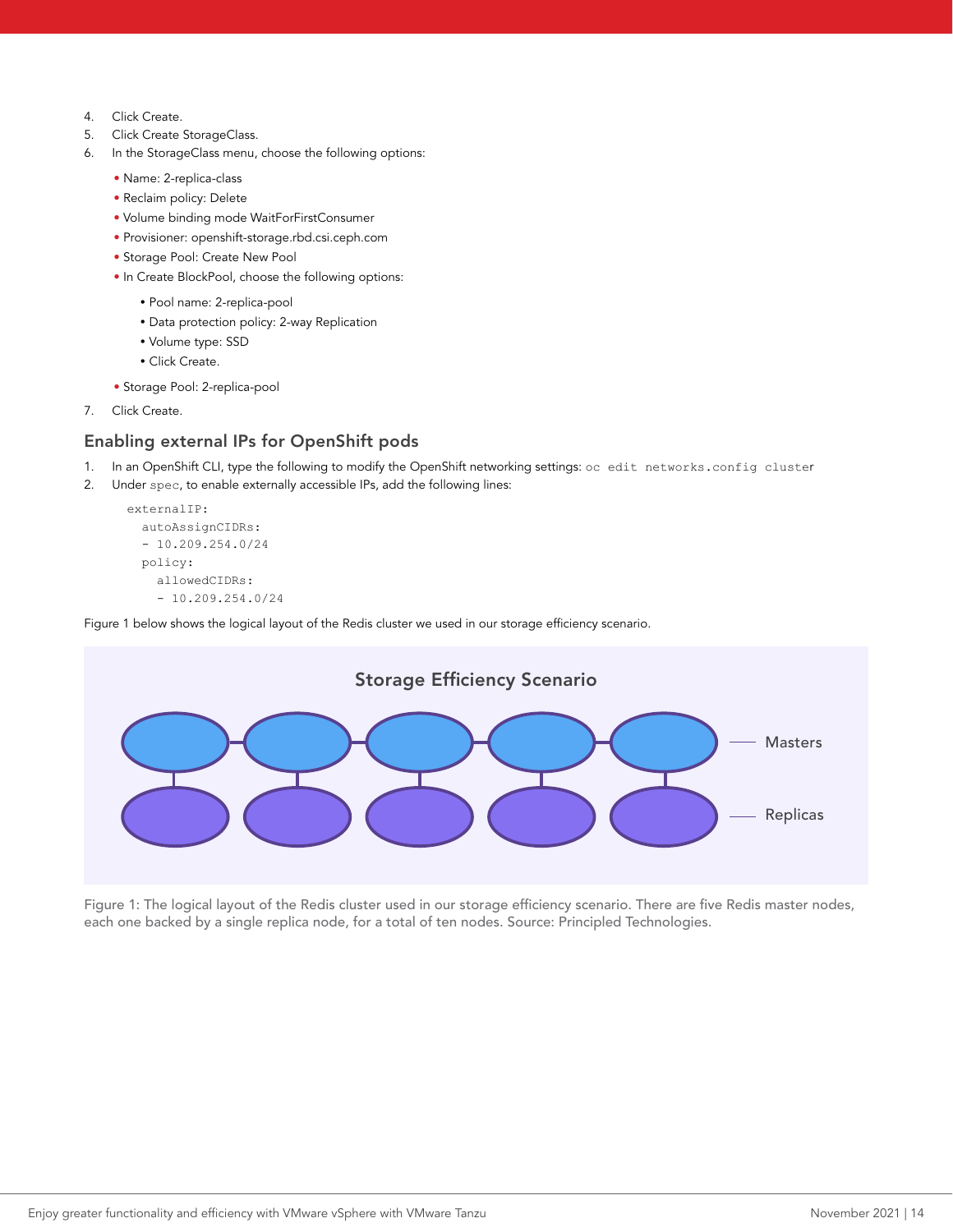4. Click Create.
5. Click Create StorageClass.
6. In the StorageClass menu, choose the following options:
   - Name: 2-replica-class
   - Reclaim policy: Delete
   - Volume binding mode WaitForFirstConsumer
   - Provisioner: openshift-storage.rbd.csi.ceph.com
   - Storage Pool: Create New Pool
   - In Create BlockPool, choose the following options:
     - Pool name: 2-replica-pool
     - Data protection policy: 2-way Replication
     - Volume type: SSD
     - Click Create.
   - Storage Pool: 2-replica-pool
7. Click Create.

## Enabling external IPs for OpenShift pods

1. In an OpenShift CLI, type the following to modify the OpenShift networking settings: `oc edit networks.config cluster`
2. Under `spec`, to enable externally accessible IPs, add the following lines:

```
externalIP:
  autoAssignCIDRs:
  - 10.209.254.0/24
  policy:
    allowedCIDRs:
    - 10.209.254.0/24
```

Figure 1 below shows the logical layout of the Redis cluster we used in our storage efficiency scenario.

Figure 1: The logical layout of the Redis cluster used in our storage efficiency scenario. There are five Redis master nodes, each one backed by a single replica node, for a total of ten nodes. Source: Principled Technologies.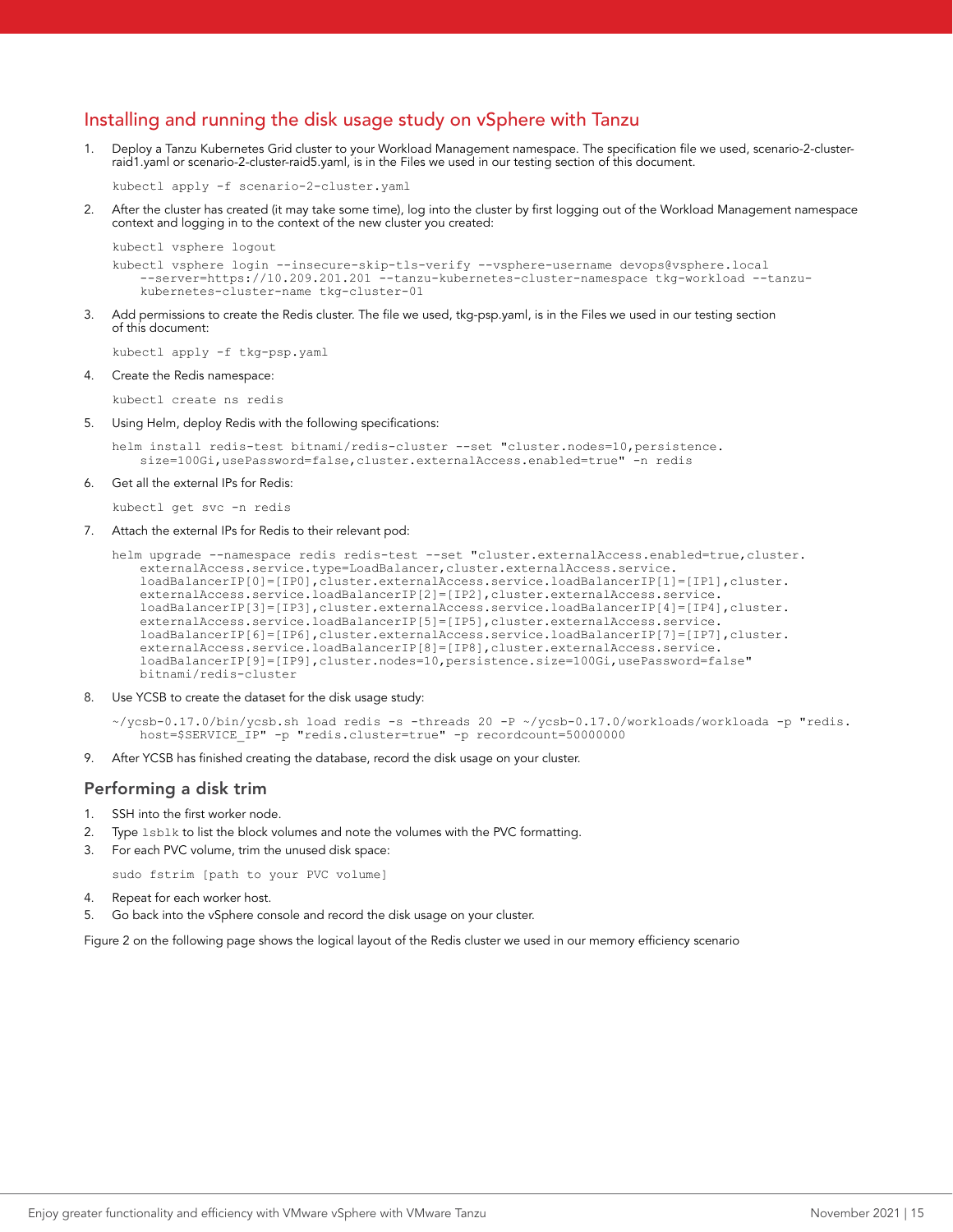## Installing and running the disk usage study on vSphere with Tanzu

1. Deploy a Tanzu Kubernetes Grid cluster to your Workload Management namespace. The specification file we used, scenario-2-cluster-raid1.yaml or scenario-2-cluster-raid5.yaml, is in the Files we used in our testing section of this document.

   ```
   kubectl apply -f scenario-2-cluster.yaml
   ```

2. After the cluster has created (it may take some time), log into the cluster by first logging out of the Workload Management namespace context and logging in to the context of the new cluster you created:

   ```
   kubectl vsphere logout
   kubectl vsphere login --insecure-skip-tls-verify --vsphere-username devops@vsphere.local
       --server=https://10.209.201.201 --tanzu-kubernetes-cluster-namespace tkg-workload --tanzu-
       kubernetes-cluster-name tkg-cluster-01
   ```

3. Add permissions to create the Redis cluster. The file we used, tkg-psp.yaml, is in the Files we used in our testing section of this document:

   ```
   kubectl apply -f tkg-psp.yaml
   ```

4. Create the Redis namespace:

   ```
   kubectl create ns redis
   ```

5. Using Helm, deploy Redis with the following specifications:

   ```
   helm install redis-test bitnami/redis-cluster --set "cluster.nodes=10,persistence.
       size=100Gi,usePassword=false,cluster.externalAccess.enabled=true" -n redis
   ```

6. Get all the external IPs for Redis:

   ```
   kubectl get svc -n redis
   ```

7. Attach the external IPs for Redis to their relevant pod:

   ```
   helm upgrade --namespace redis redis-test --set "cluster.externalAccess.enabled=true,cluster.
       externalAccess.service.type=LoadBalancer,cluster.externalAccess.service.
       loadBalancerIP[0]=[IP0],cluster.externalAccess.service.loadBalancerIP[1]=[IP1],cluster.
       externalAccess.service.loadBalancerIP[2]=[IP2],cluster.externalAccess.service.
       loadBalancerIP[3]=[IP3],cluster.externalAccess.service.loadBalancerIP[4]=[IP4],cluster.
       externalAccess.service.loadBalancerIP[5]=[IP5],cluster.externalAccess.service.
       loadBalancerIP[6]=[IP6],cluster.externalAccess.service.loadBalancerIP[7]=[IP7],cluster.
       externalAccess.service.loadBalancerIP[8]=[IP8],cluster.externalAccess.service.
       loadBalancerIP[9]=[IP9],cluster.nodes=10,persistence.size=100Gi,usePassword=false"
       bitnami/redis-cluster
   ```

8. Use YCSB to create the dataset for the disk usage study:

   ```
   ~/ycsb-0.17.0/bin/ycsb.sh load redis -s -threads 20 -P ~/ycsb-0.17.0/workloads/workloada -p "redis.
       host=$SERVICE_IP" -p "redis.cluster=true" -p recordcount=50000000
   ```

9. After YCSB has finished creating the database, record the disk usage on your cluster.

### Performing a disk trim

1. SSH into the first worker node.
2. Type `lsblk` to list the block volumes and note the volumes with the PVC formatting.
3. For each PVC volume, trim the unused disk space:

   ```
   sudo fstrim [path to your PVC volume]
   ```

4. Repeat for each worker host.
5. Go back into the vSphere console and record the disk usage on your cluster.

Figure 2 on the following page shows the logical layout of the Redis cluster we used in our memory efficiency scenario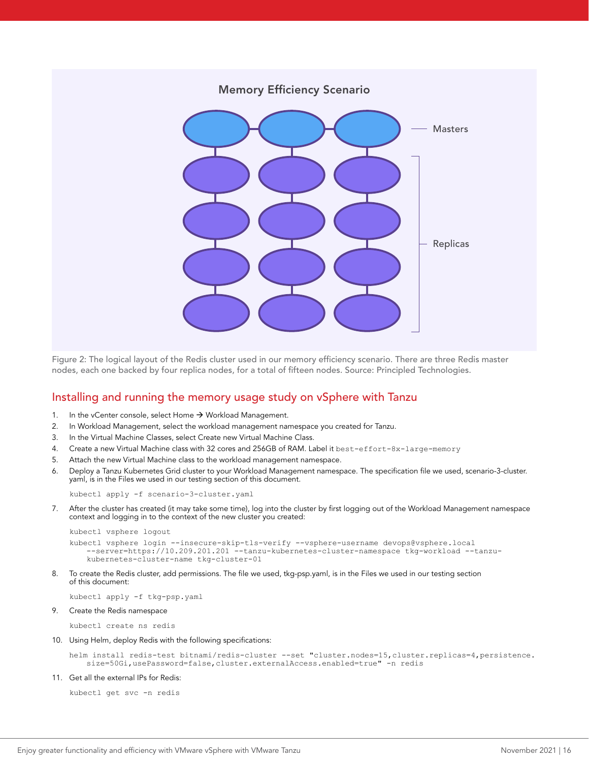Memory Efficiency Scenario

Masters

Replicas

Figure 2: The logical layout of the Redis cluster used in our memory efficiency scenario. There are three Redis master nodes, each one backed by four replica nodes, for a total of fifteen nodes. Source: Principled Technologies.

## Installing and running the memory usage study on vSphere with Tanzu

1. In the vCenter console, select Home → Workload Management.
2. In Workload Management, select the workload management namespace you created for Tanzu.
3. In the Virtual Machine Classes, select Create new Virtual Machine Class.
4. Create a new Virtual Machine class with 32 cores and 256GB of RAM. Label it `best-effort-8x-large-memory`
5. Attach the new Virtual Machine class to the workload management namespace.
6. Deploy a Tanzu Kubernetes Grid cluster to your Workload Management namespace. The specification file we used, scenario-3-cluster.yaml, is in the Files we used in our testing section of this document.

```
kubectl apply -f scenario-3-cluster.yaml
```

7. After the cluster has created (it may take some time), log into the cluster by first logging out of the Workload Management namespace context and logging in to the context of the new cluster you created:

```
kubectl vsphere logout
kubectl vsphere login --insecure-skip-tls-verify --vsphere-username devops@vsphere.local
    --server=https://10.209.201.201 --tanzu-kubernetes-cluster-namespace tkg-workload --tanzu-
    kubernetes-cluster-name tkg-cluster-01
```

8. To create the Redis cluster, add permissions. The file we used, tkg-psp.yaml, is in the Files we used in our testing section of this document:

```
kubectl apply -f tkg-psp.yaml
```

9. Create the Redis namespace

```
kubectl create ns redis
```

10. Using Helm, deploy Redis with the following specifications:

```
helm install redis-test bitnami/redis-cluster --set "cluster.nodes=15,cluster.replicas=4,persistence.
    size=50Gi,usePassword=false,cluster.externalAccess.enabled=true" -n redis
```

11. Get all the external IPs for Redis:

```
kubectl get svc -n redis
```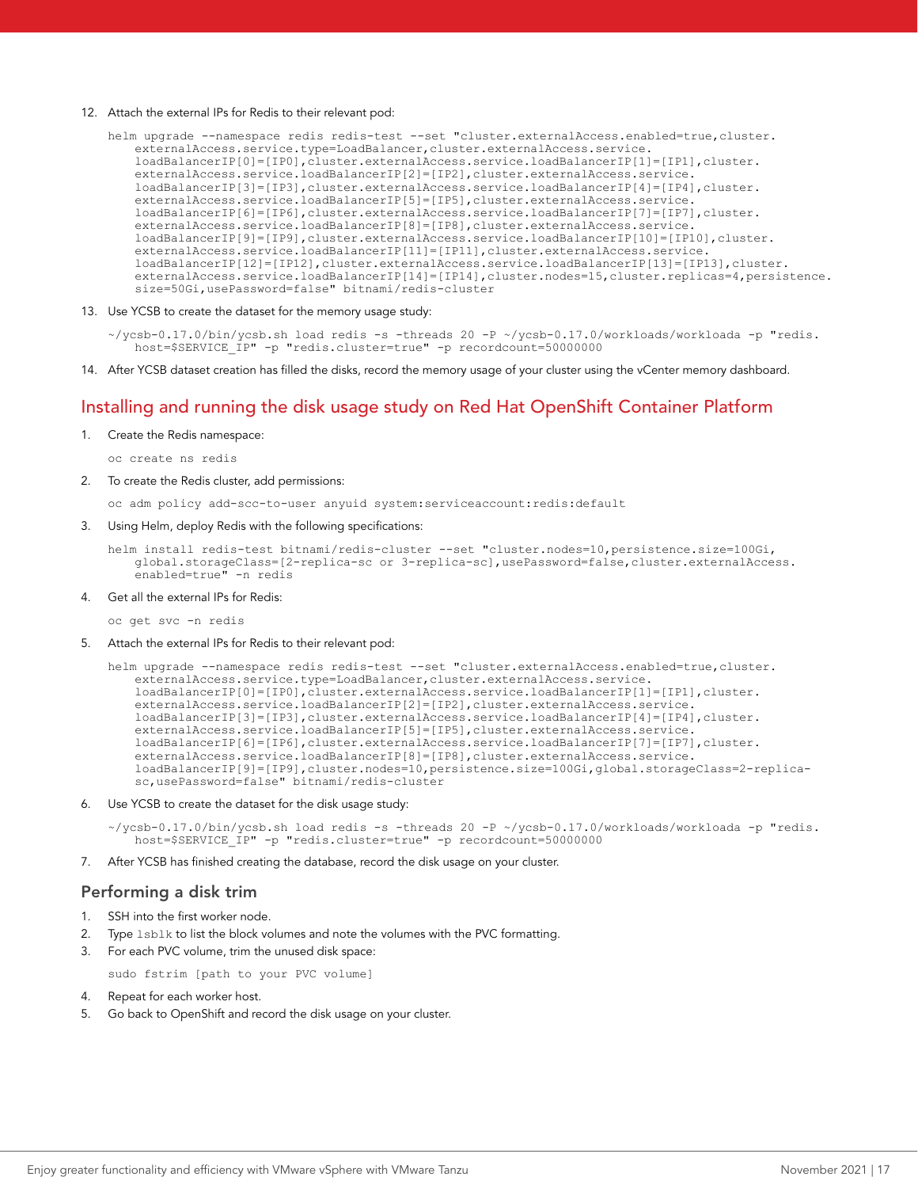12. Attach the external IPs for Redis to their relevant pod:

```
helm upgrade --namespace redis redis-test --set "cluster.externalAccess.enabled=true,cluster.
    externalAccess.service.type=LoadBalancer,cluster.externalAccess.service.
    loadBalancerIP[0]=[IP0],cluster.externalAccess.service.loadBalancerIP[1]=[IP1],cluster.
    externalAccess.service.loadBalancerIP[2]=[IP2],cluster.externalAccess.service.
    loadBalancerIP[3]=[IP3],cluster.externalAccess.service.loadBalancerIP[4]=[IP4],cluster.
    externalAccess.service.loadBalancerIP[5]=[IP5],cluster.externalAccess.service.
    loadBalancerIP[6]=[IP6],cluster.externalAccess.service.loadBalancerIP[7]=[IP7],cluster.
    externalAccess.service.loadBalancerIP[8]=[IP8],cluster.externalAccess.service.
    loadBalancerIP[9]=[IP9],cluster.externalAccess.service.loadBalancerIP[10]=[IP10],cluster.
    externalAccess.service.loadBalancerIP[11]=[IP11],cluster.externalAccess.service.
    loadBalancerIP[12]=[IP12],cluster.externalAccess.service.loadBalancerIP[13]=[IP13],cluster.
    externalAccess.service.loadBalancerIP[14]=[IP14],cluster.nodes=15,cluster.replicas=4,persistence.
    size=50Gi,usePassword=false" bitnami/redis-cluster
```

13. Use YCSB to create the dataset for the memory usage study:

```
~/ycsb-0.17.0/bin/ycsb.sh load redis -s -threads 20 -P ~/ycsb-0.17.0/workloads/workloada -p "redis.
    host=$SERVICE_IP" -p "redis.cluster=true" -p recordcount=50000000
```

14. After YCSB dataset creation has filled the disks, record the memory usage of your cluster using the vCenter memory dashboard.

## Installing and running the disk usage study on Red Hat OpenShift Container Platform

1. Create the Redis namespace:

```
oc create ns redis
```

2. To create the Redis cluster, add permissions:

```
oc adm policy add-scc-to-user anyuid system:serviceaccount:redis:default
```

3. Using Helm, deploy Redis with the following specifications:

```
helm install redis-test bitnami/redis-cluster --set "cluster.nodes=10,persistence.size=100Gi,
    global.storageClass=[2-replica-sc or 3-replica-sc],usePassword=false,cluster.externalAccess.
    enabled=true" -n redis
```

4. Get all the external IPs for Redis:

```
oc get svc -n redis
```

5. Attach the external IPs for Redis to their relevant pod:

```
helm upgrade --namespace redis redis-test --set "cluster.externalAccess.enabled=true,cluster.
    externalAccess.service.type=LoadBalancer,cluster.externalAccess.service.
    loadBalancerIP[0]=[IP0],cluster.externalAccess.service.loadBalancerIP[1]=[IP1],cluster.
    externalAccess.service.loadBalancerIP[2]=[IP2],cluster.externalAccess.service.
    loadBalancerIP[3]=[IP3],cluster.externalAccess.service.loadBalancerIP[4]=[IP4],cluster.
    externalAccess.service.loadBalancerIP[5]=[IP5],cluster.externalAccess.service.
    loadBalancerIP[6]=[IP6],cluster.externalAccess.service.loadBalancerIP[7]=[IP7],cluster.
    externalAccess.service.loadBalancerIP[8]=[IP8],cluster.externalAccess.service.
    loadBalancerIP[9]=[IP9],cluster.nodes=10,persistence.size=100Gi,global.storageClass=2-replica-
    sc,usePassword=false" bitnami/redis-cluster
```

6. Use YCSB to create the dataset for the disk usage study:

```
~/ycsb-0.17.0/bin/ycsb.sh load redis -s -threads 20 -P ~/ycsb-0.17.0/workloads/workloada -p "redis.
    host=$SERVICE_IP" -p "redis.cluster=true" -p recordcount=50000000
```

7. After YCSB has finished creating the database, record the disk usage on your cluster.

### Performing a disk trim

1. SSH into the first worker node.
2. Type `lsblk` to list the block volumes and note the volumes with the PVC formatting.
3. For each PVC volume, trim the unused disk space:

```
sudo fstrim [path to your PVC volume]
```

4. Repeat for each worker host.
5. Go back to OpenShift and record the disk usage on your cluster.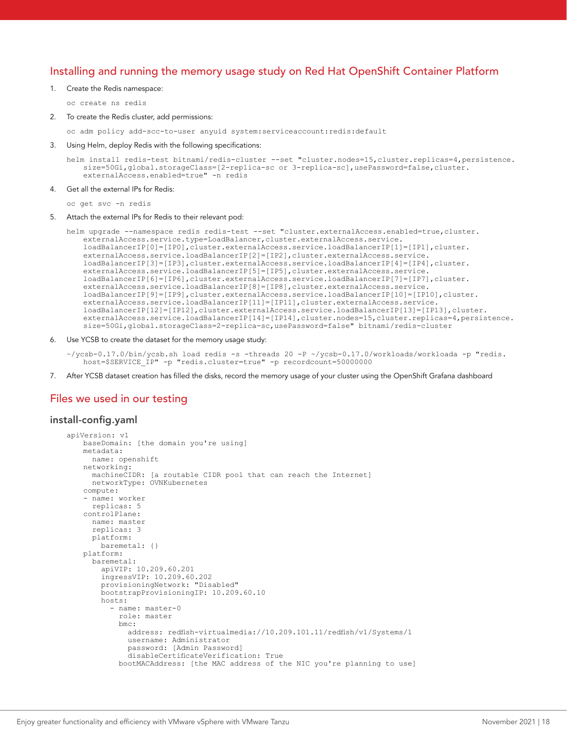## Installing and running the memory usage study on Red Hat OpenShift Container Platform

1. Create the Redis namespace:

```
oc create ns redis
```

2. To create the Redis cluster, add permissions:

```
oc adm policy add-scc-to-user anyuid system:serviceaccount:redis:default
```

3. Using Helm, deploy Redis with the following specifications:

```
helm install redis-test bitnami/redis-cluster --set "cluster.nodes=15,cluster.replicas=4,persistence.
    size=50Gi,global.storageClass=[2-replica-sc or 3-replica-sc],usePassword=false,cluster.
    externalAccess.enabled=true" -n redis
```

4. Get all the external IPs for Redis:

```
oc get svc -n redis
```

5. Attach the external IPs for Redis to their relevant pod:

```
helm upgrade --namespace redis redis-test --set "cluster.externalAccess.enabled=true,cluster.
    externalAccess.service.type=LoadBalancer,cluster.externalAccess.service.
    loadBalancerIP[0]=[IP0],cluster.externalAccess.service.loadBalancerIP[1]=[IP1],cluster.
    externalAccess.service.loadBalancerIP[2]=[IP2],cluster.externalAccess.service.
    loadBalancerIP[3]=[IP3],cluster.externalAccess.service.loadBalancerIP[4]=[IP4],cluster.
    externalAccess.service.loadBalancerIP[5]=[IP5],cluster.externalAccess.service.
    loadBalancerIP[6]=[IP6],cluster.externalAccess.service.loadBalancerIP[7]=[IP7],cluster.
    externalAccess.service.loadBalancerIP[8]=[IP8],cluster.externalAccess.service.
    loadBalancerIP[9]=[IP9],cluster.externalAccess.service.loadBalancerIP[10]=[IP10],cluster.
    externalAccess.service.loadBalancerIP[11]=[IP11],cluster.externalAccess.service.
    loadBalancerIP[12]=[IP12],cluster.externalAccess.service.loadBalancerIP[13]=[IP13],cluster.
    externalAccess.service.loadBalancerIP[14]=[IP14],cluster.nodes=15,cluster.replicas=4,persistence.
    size=50Gi,global.storageClass=2-replica-sc,usePassword=false" bitnami/redis-cluster
```

6. Use YCSB to create the dataset for the memory usage study:

```
~/ycsb-0.17.0/bin/ycsb.sh load redis -s -threads 20 -P ~/ycsb-0.17.0/workloads/workloada -p "redis.
    host=$SERVICE_IP" -p "redis.cluster=true" -p recordcount=50000000
```

7. After YCSB dataset creation has filled the disks, record the memory usage of your cluster using the OpenShift Grafana dashboard

## Files we used in our testing

### install-config.yaml

```
apiVersion: v1
    baseDomain: [the domain you're using]
    metadata:
      name: openshift
    networking:
      machineCIDR: [a routable CIDR pool that can reach the Internet]
      networkType: OVNKubernetes
    compute:
    - name: worker
      replicas: 5
    controlPlane:
      name: master
      replicas: 3
      platform:
        baremetal: {}
    platform:
      baremetal:
        apiVIP: 10.209.60.201
        ingressVIP: 10.209.60.202
        provisioningNetwork: "Disabled"
        bootstrapProvisioningIP: 10.209.60.10
        hosts:
          - name: master-0
            role: master
            bmc:
              address: redfish-virtualmedia://10.209.101.11/redfish/v1/Systems/1
              username: Administrator
              password: [Admin Password]
              disableCertificateVerification: True
            bootMACAddress: [the MAC address of the NIC you're planning to use]
```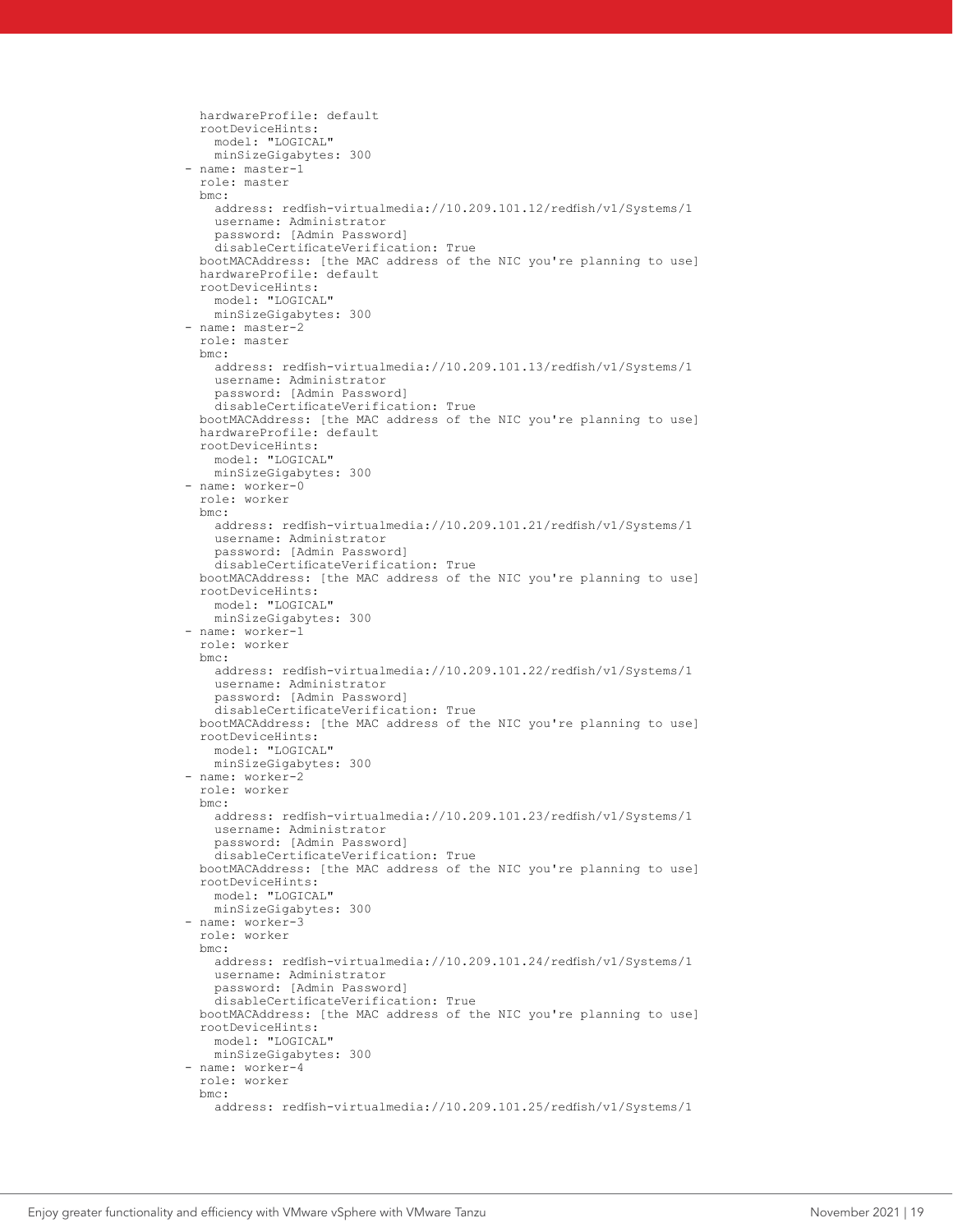```
    hardwareProfile: default
    rootDeviceHints:
      model: "LOGICAL"
      minSizeGigabytes: 300
  - name: master-1
    role: master
    bmc:
      address: redfish-virtualmedia://10.209.101.12/redfish/v1/Systems/1
      username: Administrator
      password: [Admin Password]
      disableCertificateVerification: True
    bootMACAddress: [the MAC address of the NIC you're planning to use]
    hardwareProfile: default
    rootDeviceHints:
      model: "LOGICAL"
      minSizeGigabytes: 300
  - name: master-2
    role: master
    bmc:
      address: redfish-virtualmedia://10.209.101.13/redfish/v1/Systems/1
      username: Administrator
      password: [Admin Password]
      disableCertificateVerification: True
    bootMACAddress: [the MAC address of the NIC you're planning to use]
    hardwareProfile: default
    rootDeviceHints:
      model: "LOGICAL"
      minSizeGigabytes: 300
  - name: worker-0
    role: worker
    bmc:
      address: redfish-virtualmedia://10.209.101.21/redfish/v1/Systems/1
      username: Administrator
      password: [Admin Password]
      disableCertificateVerification: True
    bootMACAddress: [the MAC address of the NIC you're planning to use]
    rootDeviceHints:
      model: "LOGICAL"
      minSizeGigabytes: 300
  - name: worker-1
    role: worker
    bmc:
      address: redfish-virtualmedia://10.209.101.22/redfish/v1/Systems/1
      username: Administrator
      password: [Admin Password]
      disableCertificateVerification: True
    bootMACAddress: [the MAC address of the NIC you're planning to use]
    rootDeviceHints:
      model: "LOGICAL"
      minSizeGigabytes: 300
  - name: worker-2
    role: worker
    bmc:
      address: redfish-virtualmedia://10.209.101.23/redfish/v1/Systems/1
      username: Administrator
      password: [Admin Password]
      disableCertificateVerification: True
    bootMACAddress: [the MAC address of the NIC you're planning to use]
    rootDeviceHints:
      model: "LOGICAL"
      minSizeGigabytes: 300
  - name: worker-3
    role: worker
    bmc:
      address: redfish-virtualmedia://10.209.101.24/redfish/v1/Systems/1
      username: Administrator
      password: [Admin Password]
      disableCertificateVerification: True
    bootMACAddress: [the MAC address of the NIC you're planning to use]
    rootDeviceHints:
      model: "LOGICAL"
      minSizeGigabytes: 300
  - name: worker-4
    role: worker
    bmc:
      address: redfish-virtualmedia://10.209.101.25/redfish/v1/Systems/1
```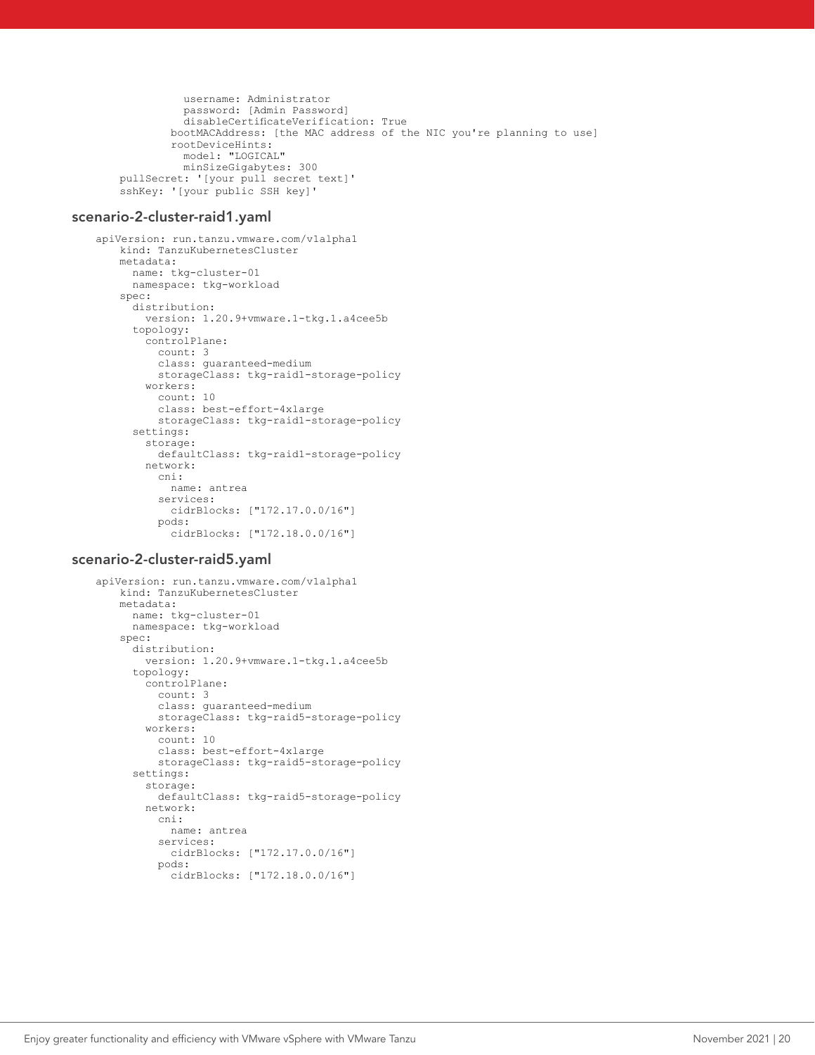```
            username: Administrator
            password: [Admin Password]
            disableCertificateVerification: True
          bootMACAddress: [the MAC address of the NIC you're planning to use]
          rootDeviceHints:
            model: "LOGICAL"
            minSizeGigabytes: 300
pullSecret: '[your pull secret text]'
sshKey: '[your public SSH key]'
```

### scenario-2-cluster-raid1.yaml

```
apiVersion: run.tanzu.vmware.com/v1alpha1
    kind: TanzuKubernetesCluster
    metadata:
      name: tkg-cluster-01
      namespace: tkg-workload
    spec:
      distribution:
        version: 1.20.9+vmware.1-tkg.1.a4cee5b
      topology:
        controlPlane:
          count: 3
          class: guaranteed-medium
          storageClass: tkg-raid1-storage-policy
        workers:
          count: 10
          class: best-effort-4xlarge
          storageClass: tkg-raid1-storage-policy
      settings:
        storage:
          defaultClass: tkg-raid1-storage-policy
        network:
          cni:
            name: antrea
          services:
            cidrBlocks: ["172.17.0.0/16"]
          pods:
            cidrBlocks: ["172.18.0.0/16"]
```

### scenario-2-cluster-raid5.yaml

```
apiVersion: run.tanzu.vmware.com/v1alpha1
    kind: TanzuKubernetesCluster
    metadata:
      name: tkg-cluster-01
      namespace: tkg-workload
    spec:
      distribution:
        version: 1.20.9+vmware.1-tkg.1.a4cee5b
      topology:
        controlPlane:
          count: 3
          class: guaranteed-medium
          storageClass: tkg-raid5-storage-policy
        workers:
          count: 10
          class: best-effort-4xlarge
          storageClass: tkg-raid5-storage-policy
      settings:
        storage:
          defaultClass: tkg-raid5-storage-policy
        network:
          cni:
            name: antrea
          services:
            cidrBlocks: ["172.17.0.0/16"]
          pods:
            cidrBlocks: ["172.18.0.0/16"]
```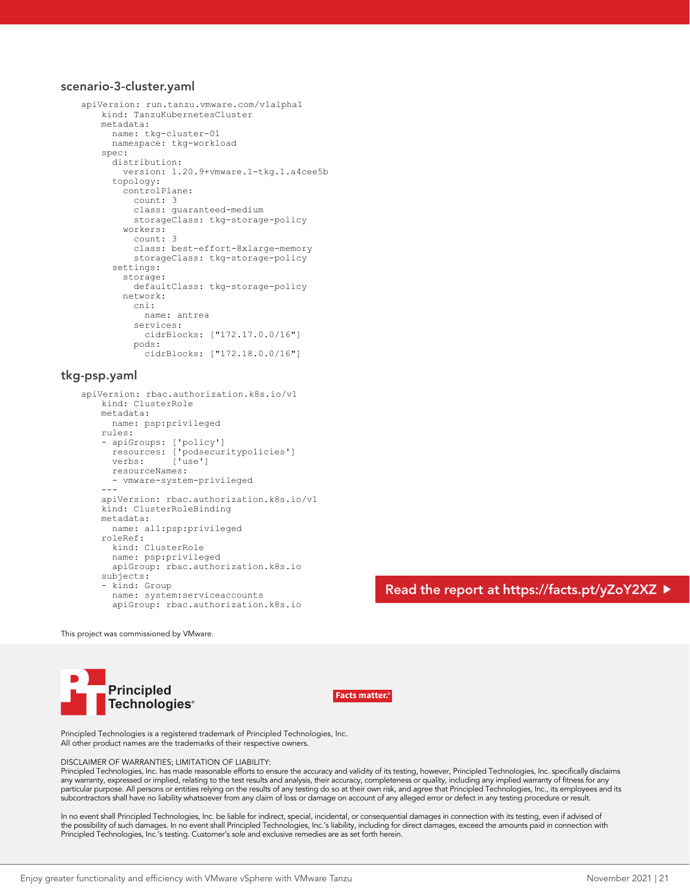### scenario-3-cluster.yaml

```
apiVersion: run.tanzu.vmware.com/v1alpha1
    kind: TanzuKubernetesCluster
    metadata:
      name: tkg-cluster-01
      namespace: tkg-workload
    spec:
      distribution:
        version: 1.20.9+vmware.1-tkg.1.a4cee5b
      topology:
        controlPlane:
          count: 3
          class: guaranteed-medium
          storageClass: tkg-storage-policy
        workers:
          count: 3
          class: best-effort-8xlarge-memory
          storageClass: tkg-storage-policy
      settings:
        storage:
          defaultClass: tkg-storage-policy
        network:
          cni:
            name: antrea
          services:
            cidrBlocks: ["172.17.0.0/16"]
          pods:
            cidrBlocks: ["172.18.0.0/16"]
```

### tkg-psp.yaml

```
apiVersion: rbac.authorization.k8s.io/v1
    kind: ClusterRole
    metadata:
      name: psp:privileged
    rules:
    - apiGroups: ['policy']
      resources: ['podsecuritypolicies']
      verbs:     ['use']
      resourceNames:
      - vmware-system-privileged
    ---
    apiVersion: rbac.authorization.k8s.io/v1
    kind: ClusterRoleBinding
    metadata:
      name: all:psp:privileged
    roleRef:
      kind: ClusterRole
      name: psp:privileged
      apiGroup: rbac.authorization.k8s.io
    subjects:
    - kind: Group
      name: system:serviceaccounts
      apiGroup: rbac.authorization.k8s.io
```

Read the report at https://facts.pt/yZoY2XZ ▶

This project was commissioned by VMware.

Principled Technologies®

Facts matter.®

Principled Technologies is a registered trademark of Principled Technologies, Inc.
All other product names are the trademarks of their respective owners.

DISCLAIMER OF WARRANTIES; LIMITATION OF LIABILITY:
Principled Technologies, Inc. has made reasonable efforts to ensure the accuracy and validity of its testing, however, Principled Technologies, Inc. specifically disclaims any warranty, expressed or implied, relating to the test results and analysis, their accuracy, completeness or quality, including any implied warranty of fitness for any particular purpose. All persons or entities relying on the results of any testing do so at their own risk, and agree that Principled Technologies, Inc., its employees and its subcontractors shall have no liability whatsoever from any claim of loss or damage on account of any alleged error or defect in any testing procedure or result.

In no event shall Principled Technologies, Inc. be liable for indirect, special, incidental, or consequential damages in connection with its testing, even if advised of the possibility of such damages. In no event shall Principled Technologies, Inc.'s liability, including for direct damages, exceed the amounts paid in connection with Principled Technologies, Inc.'s testing. Customer's sole and exclusive remedies are as set forth herein.